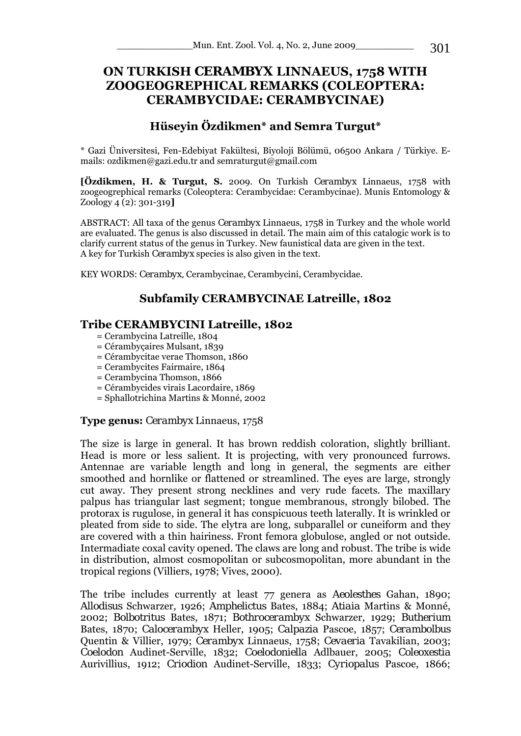# ON TURKISH *CERAMBYX* LINNAEUS, 1758 WITH ZOOGEOGREPHICAL REMARKS (COLEOPTERA: CERAMBYCIDAE: CERAMBYCINAE)

## Hüseyin Özdikmen* and Semra Turgut*

\* Gazi Üniversitesi, Fen-Edebiyat Fakültesi, Biyoloji Bölümü, 06500 Ankara / Türkiye. E-mails: ozdikmen@gazi.edu.tr and semraturgut@gmail.com

**[Özdikmen, H. & Turgut, S.** 2009. On Turkish *Cerambyx* Linnaeus, 1758 with zoogeogrephical remarks (Coleoptera: Cerambycidae: Cerambycinae). Munis Entomology & Zoology 4 (2): 301-319**]**

ABSTRACT: All taxa of the genus *Cerambyx* Linnaeus, 1758 in Turkey and the whole world are evaluated. The genus is also discussed in detail. The main aim of this catalogic work is to clarify current status of the genus in Turkey. New faunistical data are given in the text. A key for Turkish *Cerambyx* species is also given in the text.

KEY WORDS: *Cerambyx*, Cerambycinae, Cerambycini, Cerambycidae.

## Subfamily CERAMBYCINAE Latreille, 1802

### Tribe CERAMBYCINI Latreille, 1802

= Cerambycina Latreille, 1804
= Cérambyçaires Mulsant, 1839
= Cérambycitae verae Thomson, 1860
= Cerambycites Fairmaire, 1864
= Cerambycina Thomson, 1866
= Cérambycides virais Lacordaire, 1869
= Sphallotrichina Martins & Monné, 2002

**Type genus:** *Cerambyx* Linnaeus, 1758

The size is large in general. It has brown reddish coloration, slightly brilliant. Head is more or less salient. It is projecting, with very pronounced furrows. Antennae are variable length and long in general, the segments are either smoothed and hornlike or flattened or streamlined. The eyes are large, strongly cut away. They present strong necklines and very rude facets. The maxillary palpus has triangular last segment; tongue membranous, strongly bilobed. The protorax is rugulose, in general it has conspicuous teeth laterally. It is wrinkled or pleated from side to side. The elytra are long, subparallel or cuneiform and they are covered with a thin hairiness. Front femora globulose, angled or not outside. Intermadiate coxal cavity opened. The claws are long and robust. The tribe is wide in distribution, almost cosmopolitan or subcosmopolitan, more abundant in the tropical regions (Villiers, 1978; Vives, 2000).

The tribe includes currently at least 77 genera as *Aeolesthes* Gahan, 1890; *Allodisus* Schwarzer, 1926; *Amphelictus* Bates, 1884; *Atiaia* Martins & Monné, 2002; *Bolbotritus* Bates, 1871; *Bothrocerambyx* Schwarzer, 1929; *Butherium* Bates, 1870; *Calocerambyx* Heller, 1905; *Calpazia* Pascoe, 1857; *Cerambolbus* Quentin & Villier, 1979; *Cerambyx* Linnaeus, 1758; *Cevaeria* Tavakilian, 2003; *Coelodon* Audinet-Serville, 1832; *Coelodoniella* Adlbauer, 2005; *Coleoxestia* Aurivillius, 1912; *Criodion* Audinet-Serville, 1833; *Cyriopalus* Pascoe, 1866;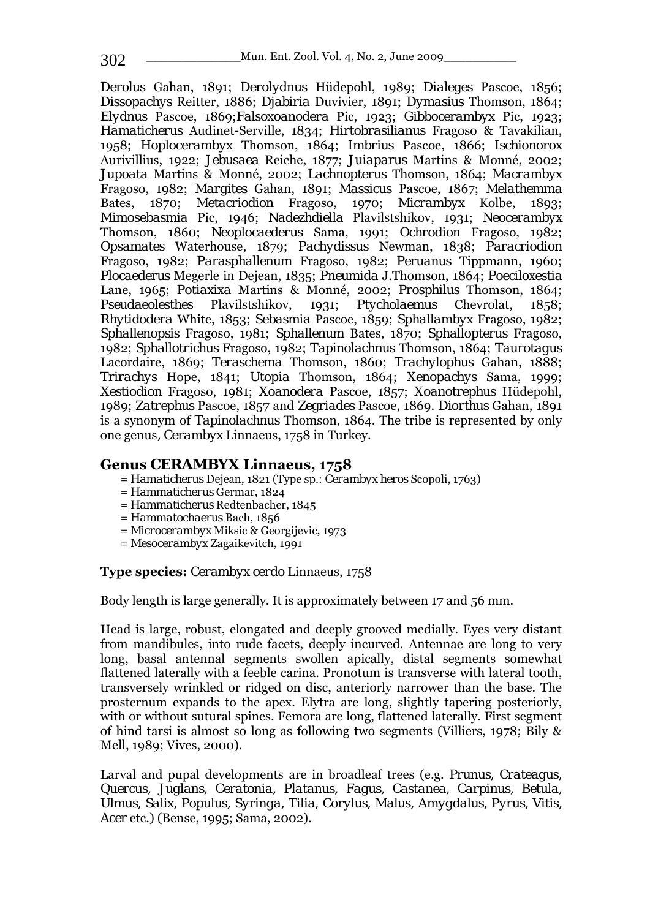Derolus Gahan, 1891; Derolydnus Hüdepohl, 1989; Dialeges Pascoe, 1856; Dissopachys Reitter, 1886; Djabiria Duvivier, 1891; Dymasius Thomson, 1864; Elydnus Pascoe, 1869;Falsoxoanodera Pic, 1923; Gibbocerambyx Pic, 1923; Hamaticherus Audinet-Serville, 1834; Hirtobrasilianus Fragoso & Tavakilian, 1958; Hoplocerambyx Thomson, 1864; Imbrius Pascoe, 1866; Ischionorox Aurivillius, 1922; Jebusaea Reiche, 1877; Juiaparus Martins & Monné, 2002; Jupoata Martins & Monné, 2002; Lachnopterus Thomson, 1864; Macrambyx Fragoso, 1982; Margites Gahan, 1891; Massicus Pascoe, 1867; Melathemma Bates, 1870; Metacriodion Fragoso, 1970; Micrambyx Kolbe, 1893; Mimosebasmia Pic, 1946; Nadezhdiella Plavilstshikov, 1931; Neocerambyx Thomson, 1860; Neoplocaederus Sama, 1991; Ochrodion Fragoso, 1982; Opsamates Waterhouse, 1879; Pachydissus Newman, 1838; Paracriodion Fragoso, 1982; Parasphallenum Fragoso, 1982; Peruanus Tippmann, 1960; Plocaederus Megerle in Dejean, 1835; Pneumida J.Thomson, 1864; Poeciloxestia Lane, 1965; Potiaxixa Martins & Monné, 2002; Prosphilus Thomson, 1864; Pseudaeolesthes Plavilstshikov, 1931; Ptycholaemus Chevrolat, 1858; Rhytidodera White, 1853; Sebasmia Pascoe, 1859; Sphallambyx Fragoso, 1982; Sphallenopsis Fragoso, 1981; Sphallenum Bates, 1870; Sphallopterus Fragoso, 1982; Sphallotrichus Fragoso, 1982; Tapinolachnus Thomson, 1864; Taurotagus Lacordaire, 1869; Teraschema Thomson, 1860; Trachylophus Gahan, 1888; Trirachys Hope, 1841; Utopia Thomson, 1864; Xenopachys Sama, 1999; Xestiodion Fragoso, 1981; Xoanodera Pascoe, 1857; Xoanotrephus Hüdepohl, 1989; Zatrephus Pascoe, 1857 and Zegriades Pascoe, 1869. Diorthus Gahan, 1891 is a synonym of Tapinolachnus Thomson, 1864. The tribe is represented by only one genus, Cerambyx Linnaeus, 1758 in Turkey.

## Genus CERAMBYX Linnaeus, 1758

= Hamaticherus Dejean, 1821 (Type sp.: Cerambyx heros Scopoli, 1763)
= Hammaticherus Germar, 1824
= Hammaticherus Redtenbacher, 1845
= Hammatochaerus Bach, 1856
= Microcerambyx Miksic & Georgijevic, 1973
= Mesocerambyx Zagaikevitch, 1991

**Type species:** Cerambyx cerdo Linnaeus, 1758

Body length is large generally. It is approximately between 17 and 56 mm.

Head is large, robust, elongated and deeply grooved medially. Eyes very distant from mandibules, into rude facets, deeply incurved. Antennae are long to very long, basal antennal segments swollen apically, distal segments somewhat flattened laterally with a feeble carina. Pronotum is transverse with lateral tooth, transversely wrinkled or ridged on disc, anteriorly narrower than the base. The prosternum expands to the apex. Elytra are long, slightly tapering posteriorly, with or without sutural spines. Femora are long, flattened laterally. First segment of hind tarsi is almost so long as following two segments (Villiers, 1978; Bily & Mell, 1989; Vives, 2000).

Larval and pupal developments are in broadleaf trees (e.g. Prunus, Crateagus, Quercus, Juglans, Ceratonia, Platanus, Fagus, Castanea, Carpinus, Betula, Ulmus, Salix, Populus, Syringa, Tilia, Corylus, Malus, Amygdalus, Pyrus, Vitis, Acer etc.) (Bense, 1995; Sama, 2002).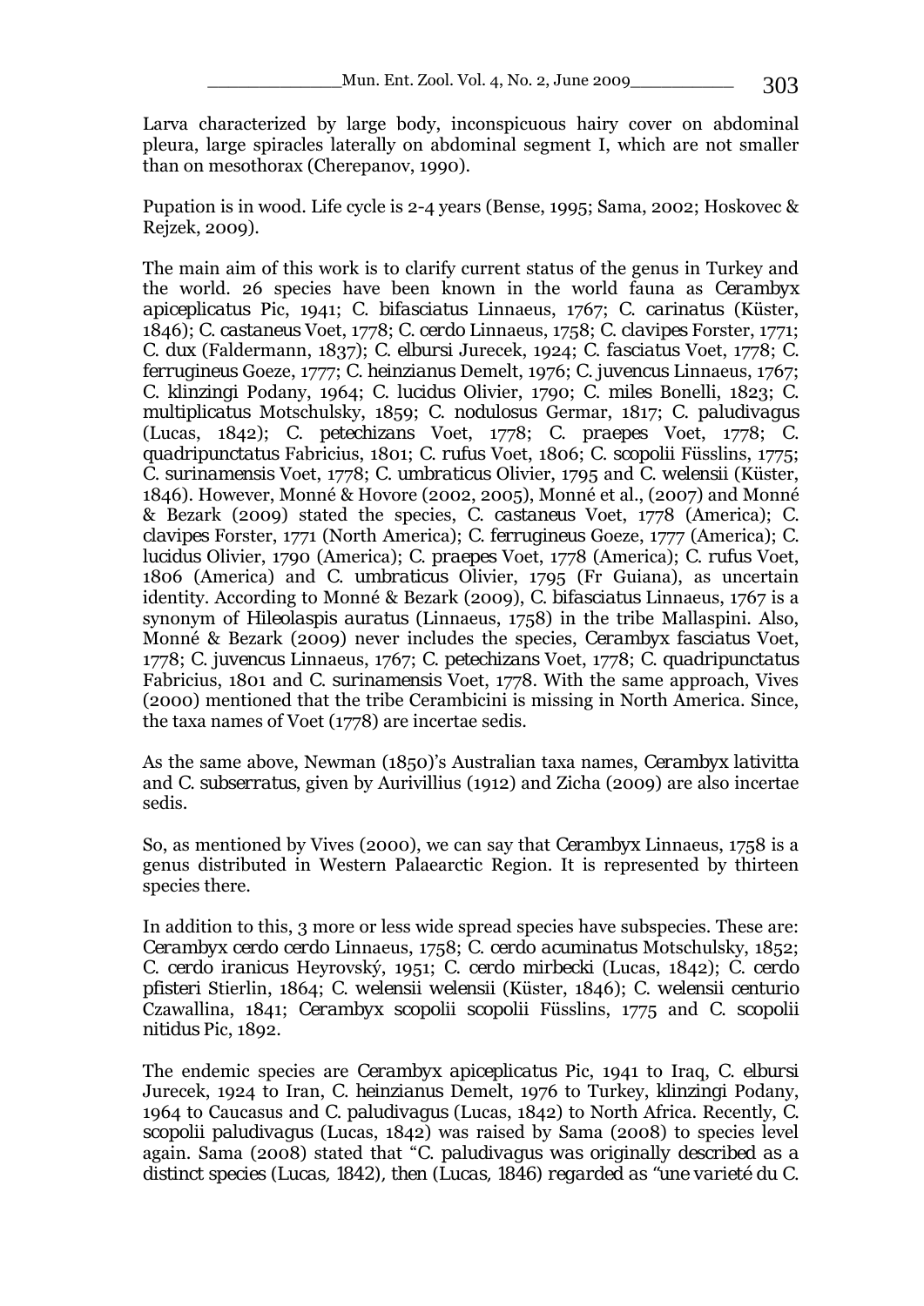Larva characterized by large body, inconspicuous hairy cover on abdominal pleura, large spiracles laterally on abdominal segment I, which are not smaller than on mesothorax (Cherepanov, 1990).

Pupation is in wood. Life cycle is 2-4 years (Bense, 1995; Sama, 2002; Hoskovec & Rejzek, 2009).

The main aim of this work is to clarify current status of the genus in Turkey and the world. 26 species have been known in the world fauna as *Cerambyx apiceplicatus* Pic, 1941; *C. bifasciatus* Linnaeus, 1767; *C. carinatus* (Küster, 1846); *C. castaneus* Voet, 1778; *C. cerdo* Linnaeus, 1758; *C. clavipes* Forster, 1771; *C. dux* (Faldermann, 1837); *C. elbursi* Jurecek, 1924; *C. fasciatus* Voet, 1778; *C. ferrugineus* Goeze, 1777; *C. heinzianus* Demelt, 1976; *C. juvencus* Linnaeus, 1767; *C. klinzingi* Podany, 1964; *C. lucidus* Olivier, 1790; *C. miles* Bonelli, 1823; *C. multiplicatus* Motschulsky, 1859; *C. nodulosus* Germar, 1817; *C. paludivagus* (Lucas, 1842); *C. petechizans* Voet, 1778; *C. praepes* Voet, 1778; *C. quadripunctatus* Fabricius, 1801; *C. rufus* Voet, 1806; *C. scopolii* Füsslins, 1775; *C. surinamensis* Voet, 1778; *C. umbraticus* Olivier, 1795 and *C. welensii* (Küster, 1846). However, Monné & Hovore (2002, 2005), Monné et al., (2007) and Monné & Bezark (2009) stated the species, *C. castaneus* Voet, 1778 (America); *C. clavipes* Forster, 1771 (North America); *C. ferrugineus* Goeze, 1777 (America); *C. lucidus* Olivier, 1790 (America); *C. praepes* Voet, 1778 (America); *C. rufus* Voet, 1806 (America) and *C. umbraticus* Olivier, 1795 (Fr Guiana), as uncertain identity. According to Monné & Bezark (2009), *C. bifasciatus* Linnaeus, 1767 is a synonym of *Hileolaspis auratus* (Linnaeus, 1758) in the tribe Mallaspini. Also, Monné & Bezark (2009) never includes the species, *Cerambyx fasciatus* Voet, 1778; *C. juvencus* Linnaeus, 1767; *C. petechizans* Voet, 1778; *C. quadripunctatus* Fabricius, 1801 and *C. surinamensis* Voet, 1778. With the same approach, Vives (2000) mentioned that the tribe Cerambicini is missing in North America. Since, the taxa names of Voet (1778) are incertae sedis.

As the same above, Newman (1850)'s Australian taxa names, *Cerambyx lativitta* and *C. subserratus*, given by Aurivillius (1912) and Zicha (2009) are also incertae sedis.

So, as mentioned by Vives (2000), we can say that *Cerambyx* Linnaeus, 1758 is a genus distributed in Western Palaearctic Region. It is represented by thirteen species there.

In addition to this, 3 more or less wide spread species have subspecies. These are: *Cerambyx cerdo cerdo* Linnaeus, 1758; *C. cerdo acuminatus* Motschulsky, 1852; *C. cerdo iranicus* Heyrovský, 1951; *C. cerdo mirbecki* (Lucas, 1842); *C. cerdo pfisteri* Stierlin, 1864; *C. welensii welensii* (Küster, 1846); *C. welensii centurio* Czawallina, 1841; *Cerambyx scopolii scopolii* Füsslins, 1775 and *C. scopolii nitidus* Pic, 1892.

The endemic species are *Cerambyx apiceplicatus* Pic, 1941 to Iraq, *C. elbursi* Jurecek, 1924 to Iran, *C. heinzianus* Demelt, 1976 to Turkey, *klinzingi* Podany, 1964 to Caucasus and *C. paludivagus* (Lucas, 1842) to North Africa. Recently, *C. scopolii paludivagus* (Lucas, 1842) was raised by Sama (2008) to species level again. Sama (2008) stated that "*C. paludivagus* was originally described as a distinct species (Lucas, 1842), then (Lucas, 1846) regarded as "une varieté du C.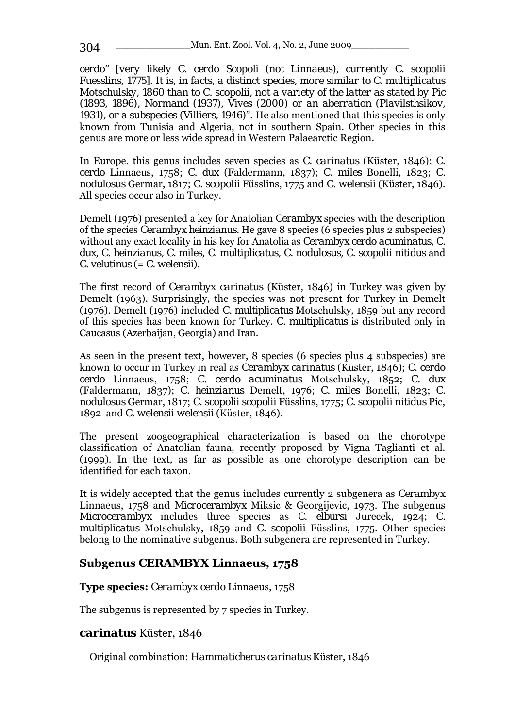cerdo" [very likely *C. cerdo* Scopoli (not Linnaeus), currently *C. scopolii* Fuesslins, 1775]. It is, in facts, a distinct species, more similar to *C. multiplicatus* Motschulsky, 1860 than to *C. scopolii*, not a variety of the latter as stated by Pic (1893, 1896), Normand (1937), Vives (2000) or an aberration (Plavilsthsikov, 1931), or a subspecies (Villiers, 1946)". He also mentioned that this species is only known from Tunisia and Algeria, not in southern Spain. Other species in this genus are more or less wide spread in Western Palaearctic Region.

In Europe, this genus includes seven species as *C. carinatus* (Küster, 1846); *C. cerdo* Linnaeus, 1758; *C. dux* (Faldermann, 1837); *C. miles* Bonelli, 1823; *C. nodulosus* Germar, 1817; *C. scopolii* Füsslins, 1775 and *C. welensii* (Küster, 1846). All species occur also in Turkey.

Demelt (1976) presented a key for Anatolian *Cerambyx* species with the description of the species *Cerambyx heinzianus*. He gave 8 species (6 species plus 2 subspecies) without any exact locality in his key for Anatolia as *Cerambyx cerdo acuminatus*, *C. dux*, *C. heinzianus*, *C. miles*, *C. multiplicatus*, *C. nodulosus*, *C. scopolii nitidus* and *C. velutinus* (= *C. welensii*).

The first record of *Cerambyx carinatus* (Küster, 1846) in Turkey was given by Demelt (1963). Surprisingly, the species was not present for Turkey in Demelt (1976). Demelt (1976) included *C. multiplicatus* Motschulsky, 1859 but any record of this species has been known for Turkey. *C. multiplicatus* is distributed only in Caucasus (Azerbaijan, Georgia) and Iran.

As seen in the present text, however, 8 species (6 species plus 4 subspecies) are known to occur in Turkey in real as *Cerambyx carinatus* (Küster, 1846); *C. cerdo cerdo* Linnaeus, 1758; *C. cerdo acuminatus* Motschulsky, 1852; *C. dux* (Faldermann, 1837); *C. heinzianus* Demelt, 1976; *C. miles* Bonelli, 1823; *C. nodulosus* Germar, 1817; *C. scopolii scopolii* Füsslins, 1775; *C. scopolii nitidus* Pic, 1892 and *C. welensii welensii* (Küster, 1846).

The present zoogeographical characterization is based on the chorotype classification of Anatolian fauna, recently proposed by Vigna Taglianti et al. (1999). In the text, as far as possible as one chorotype description can be identified for each taxon.

It is widely accepted that the genus includes currently 2 subgenera as *Cerambyx* Linnaeus, 1758 and *Microcerambyx* Miksic & Georgijevic, 1973. The subgenus *Microcerambyx* includes three species as *C. elbursi* Jurecek, 1924; *C. multiplicatus* Motschulsky, 1859 and *C. scopolii* Füsslins, 1775. Other species belong to the nominative subgenus. Both subgenera are represented in Turkey.

## Subgenus CERAMBYX Linnaeus, 1758

**Type species:** *Cerambyx cerdo* Linnaeus, 1758

The subgenus is represented by 7 species in Turkey.

### *carinatus* Küster, 1846

Original combination: *Hammaticherus carinatus* Küster, 1846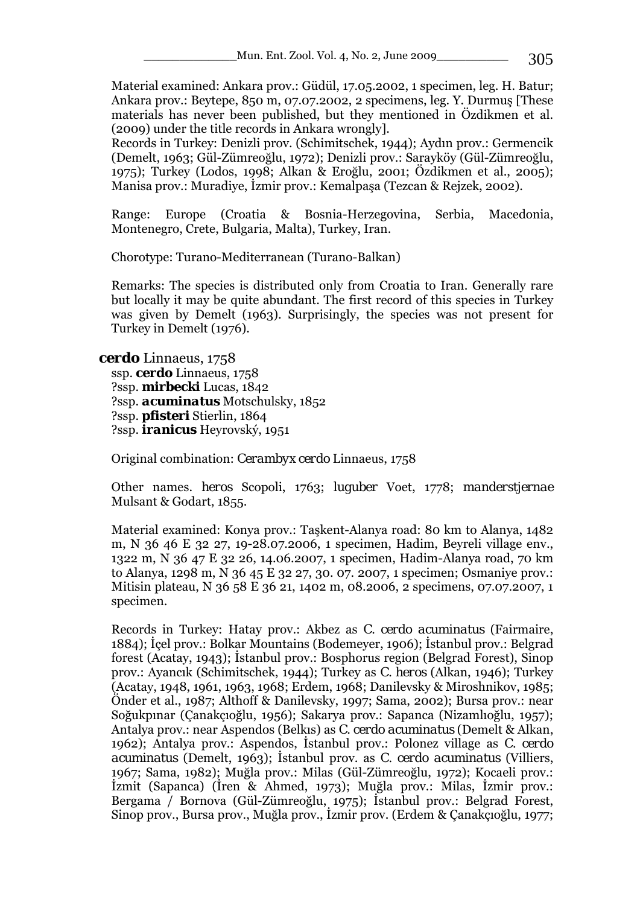Material examined: Ankara prov.: Güdül, 17.05.2002, 1 specimen, leg. H. Batur; Ankara prov.: Beytepe, 850 m, 07.07.2002, 2 specimens, leg. Y. Durmuş [These materials has never been published, but they mentioned in Özdikmen et al. (2009) under the title records in Ankara wrongly].

Records in Turkey: Denizli prov. (Schimitschek, 1944); Aydın prov.: Germencik (Demelt, 1963; Gül-Zümreoğlu, 1972); Denizli prov.: Sarayköy (Gül-Zümreoğlu, 1975); Turkey (Lodos, 1998; Alkan & Eroğlu, 2001; Özdikmen et al., 2005); Manisa prov.: Muradiye, İzmir prov.: Kemalpaşa (Tezcan & Rejzek, 2002).

Range: Europe (Croatia & Bosnia-Herzegovina, Serbia, Macedonia, Montenegro, Crete, Bulgaria, Malta), Turkey, Iran.

Chorotype: Turano-Mediterranean (Turano-Balkan)

Remarks: The species is distributed only from Croatia to Iran. Generally rare but locally it may be quite abundant. The first record of this species in Turkey was given by Demelt (1963). Surprisingly, the species was not present for Turkey in Demelt (1976).

***cerdo*** Linnaeus, 1758

ssp. ***cerdo*** Linnaeus, 1758
?ssp. ***mirbecki*** Lucas, 1842
?ssp. ***acuminatus*** Motschulsky, 1852
?ssp. ***pfisteri*** Stierlin, 1864
?ssp. ***iranicus*** Heyrovský, 1951

Original combination: *Cerambyx cerdo* Linnaeus, 1758

Other names. *heros* Scopoli, 1763; *luguber* Voet, 1778; *manderstjernae* Mulsant & Godart, 1855.

Material examined: Konya prov.: Taşkent-Alanya road: 80 km to Alanya, 1482 m, N 36 46 E 32 27, 19-28.07.2006, 1 specimen, Hadim, Beyreli village env., 1322 m, N 36 47 E 32 26, 14.06.2007, 1 specimen, Hadim-Alanya road, 70 km to Alanya, 1298 m, N 36 45 E 32 27, 30. 07. 2007, 1 specimen; Osmaniye prov.: Mitisin plateau, N 36 58 E 36 21, 1402 m, 08.2006, 2 specimens, 07.07.2007, 1 specimen.

Records in Turkey: Hatay prov.: Akbez as *C. cerdo acuminatus* (Fairmaire, 1884); İçel prov.: Bolkar Mountains (Bodemeyer, 1906); İstanbul prov.: Belgrad forest (Acatay, 1943); İstanbul prov.: Bosphorus region (Belgrad Forest), Sinop prov.: Ayancık (Schimitschek, 1944); Turkey as *C. heros* (Alkan, 1946); Turkey (Acatay, 1948, 1961, 1963, 1968; Erdem, 1968; Danilevsky & Miroshnikov, 1985; Önder et al., 1987; Althoff & Danilevsky, 1997; Sama, 2002); Bursa prov.: near Soğukpınar (Çanakçıoğlu, 1956); Sakarya prov.: Sapanca (Nizamlıoğlu, 1957); Antalya prov.: near Aspendos (Belkıs) as *C. cerdo acuminatus* (Demelt & Alkan, 1962); Antalya prov.: Aspendos, İstanbul prov.: Polonez village as *C. cerdo acuminatus* (Demelt, 1963); İstanbul prov. as *C. cerdo acuminatus* (Villiers, 1967; Sama, 1982); Muğla prov.: Milas (Gül-Zümreoğlu, 1972); Kocaeli prov.: İzmit (Sapanca) (İren & Ahmed, 1973); Muğla prov.: Milas, İzmir prov.: Bergama / Bornova (Gül-Zümreoğlu, 1975); İstanbul prov.: Belgrad Forest, Sinop prov., Bursa prov., Muğla prov., İzmir prov. (Erdem & Çanakçıoğlu, 1977;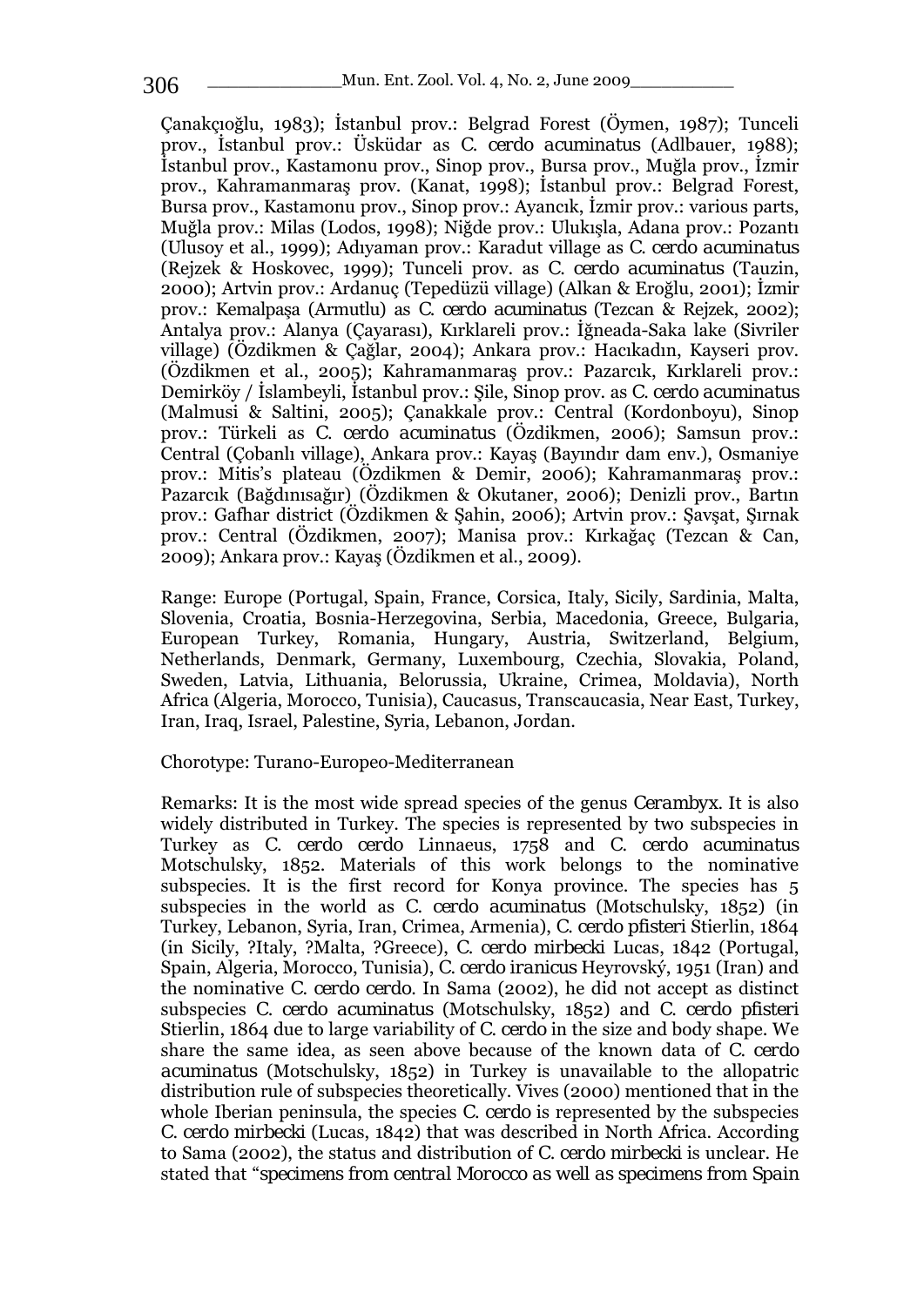Çanakçıoğlu, 1983); İstanbul prov.: Belgrad Forest (Öymen, 1987); Tunceli prov., İstanbul prov.: Üsküdar as *C. cerdo acuminatus* (Adlbauer, 1988); İstanbul prov., Kastamonu prov., Sinop prov., Bursa prov., Muğla prov., İzmir prov., Kahramanmaraş prov. (Kanat, 1998); İstanbul prov.: Belgrad Forest, Bursa prov., Kastamonu prov., Sinop prov.: Ayancık, İzmir prov.: various parts, Muğla prov.: Milas (Lodos, 1998); Niğde prov.: Ulukışla, Adana prov.: Pozantı (Ulusoy et al., 1999); Adıyaman prov.: Karadut village as *C. cerdo acuminatus* (Rejzek & Hoskovec, 1999); Tunceli prov. as *C. cerdo acuminatus* (Tauzin, 2000); Artvin prov.: Ardanuç (Tepedüzü village) (Alkan & Eroğlu, 2001); İzmir prov.: Kemalpaşa (Armutlu) as *C. cerdo acuminatus* (Tezcan & Rejzek, 2002); Antalya prov.: Alanya (Çayarası), Kırklareli prov.: İğneada-Saka lake (Sivriler village) (Özdikmen & Çağlar, 2004); Ankara prov.: Hacıkadın, Kayseri prov. (Özdikmen et al., 2005); Kahramanmaraş prov.: Pazarcık, Kırklareli prov.: Demirköy / İslambeyli, İstanbul prov.: Şile, Sinop prov. as *C. cerdo acuminatus* (Malmusi & Saltini, 2005); Çanakkale prov.: Central (Kordonboyu), Sinop prov.: Türkeli as *C. cerdo acuminatus* (Özdikmen, 2006); Samsun prov.: Central (Çobanlı village), Ankara prov.: Kayaş (Bayındır dam env.), Osmaniye prov.: Mitis's plateau (Özdikmen & Demir, 2006); Kahramanmaraş prov.: Pazarcık (Bağdınısağır) (Özdikmen & Okutaner, 2006); Denizli prov., Bartın prov.: Gafhar district (Özdikmen & Şahin, 2006); Artvin prov.: Şavşat, Şırnak prov.: Central (Özdikmen, 2007); Manisa prov.: Kırkağaç (Tezcan & Can, 2009); Ankara prov.: Kayaş (Özdikmen et al., 2009).

Range: Europe (Portugal, Spain, France, Corsica, Italy, Sicily, Sardinia, Malta, Slovenia, Croatia, Bosnia-Herzegovina, Serbia, Macedonia, Greece, Bulgaria, European Turkey, Romania, Hungary, Austria, Switzerland, Belgium, Netherlands, Denmark, Germany, Luxembourg, Czechia, Slovakia, Poland, Sweden, Latvia, Lithuania, Belorussia, Ukraine, Crimea, Moldavia), North Africa (Algeria, Morocco, Tunisia), Caucasus, Transcaucasia, Near East, Turkey, Iran, Iraq, Israel, Palestine, Syria, Lebanon, Jordan.

Chorotype: Turano-Europeo-Mediterranean

Remarks: It is the most wide spread species of the genus *Cerambyx*. It is also widely distributed in Turkey. The species is represented by two subspecies in Turkey as *C. cerdo cerdo* Linnaeus, 1758 and *C. cerdo acuminatus* Motschulsky, 1852. Materials of this work belongs to the nominative subspecies. It is the first record for Konya province. The species has 5 subspecies in the world as *C. cerdo acuminatus* (Motschulsky, 1852) (in Turkey, Lebanon, Syria, Iran, Crimea, Armenia), *C. cerdo pfisteri* Stierlin, 1864 (in Sicily, ?Italy, ?Malta, ?Greece), *C. cerdo mirbecki* Lucas, 1842 (Portugal, Spain, Algeria, Morocco, Tunisia), *C. cerdo iranicus* Heyrovský, 1951 (Iran) and the nominative *C. cerdo cerdo*. In Sama (2002), he did not accept as distinct subspecies *C. cerdo acuminatus* (Motschulsky, 1852) and *C. cerdo pfisteri* Stierlin, 1864 due to large variability of *C. cerdo* in the size and body shape. We share the same idea, as seen above because of the known data of *C. cerdo acuminatus* (Motschulsky, 1852) in Turkey is unavailable to the allopatric distribution rule of subspecies theoretically. Vives (2000) mentioned that in the whole Iberian peninsula, the species *C. cerdo* is represented by the subspecies *C. cerdo mirbecki* (Lucas, 1842) that was described in North Africa. According to Sama (2002), the status and distribution of *C. cerdo mirbecki* is unclear. He stated that "specimens from central Morocco as well as specimens from Spain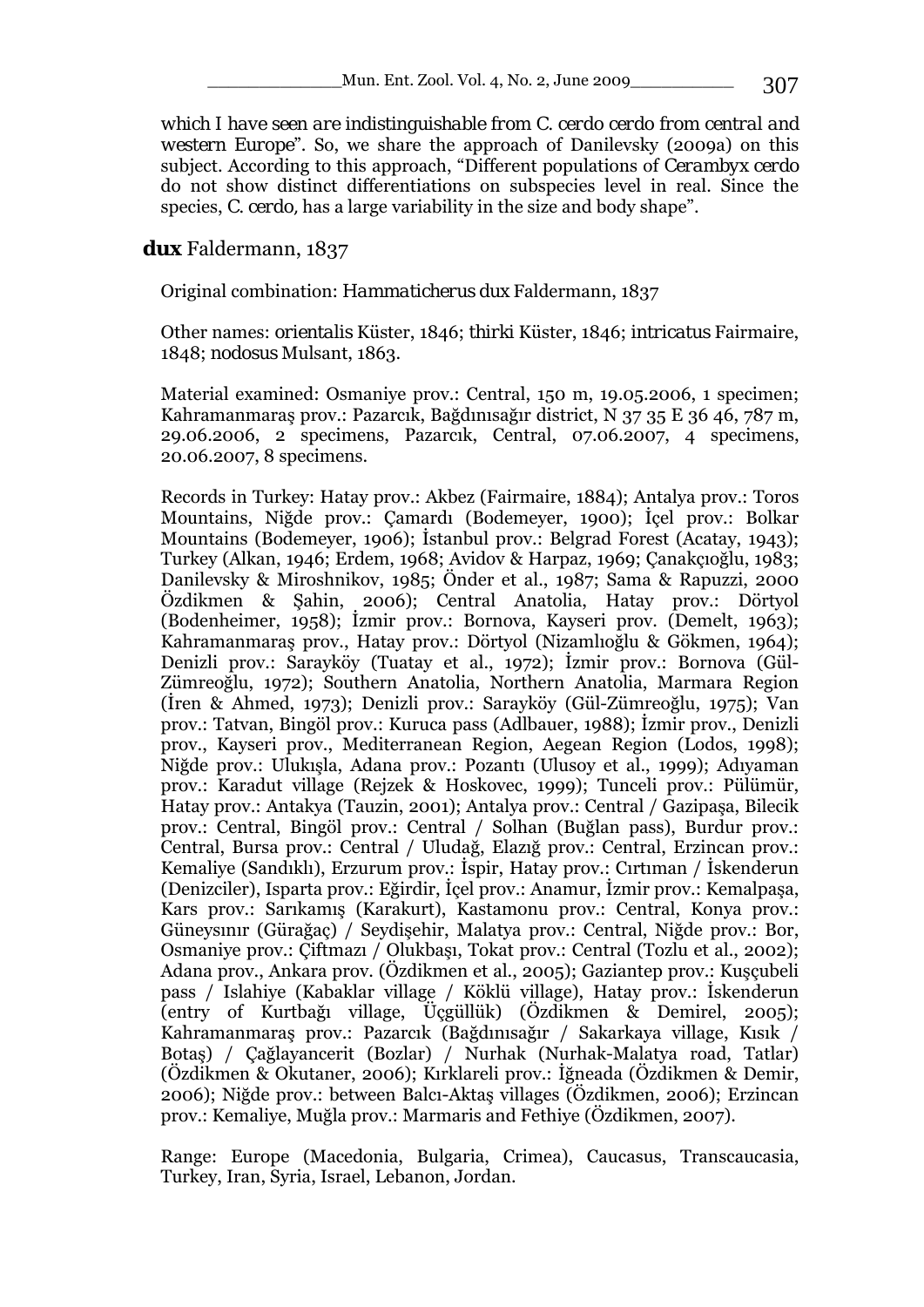which I have seen are indistinguishable from *C. cerdo cerdo* from central and western Europe". So, we share the approach of Danilevsky (2009a) on this subject. According to this approach, "Different populations of *Cerambyx cerdo* do not show distinct differentiations on subspecies level in real. Since the species, *C. cerdo*, has a large variability in the size and body shape".

### **dux** Faldermann, 1837

Original combination: *Hammaticherus dux* Faldermann, 1837

Other names: *orientalis* Küster, 1846; *thirki* Küster, 1846; *intricatus* Fairmaire, 1848; *nodosus* Mulsant, 1863.

Material examined: Osmaniye prov.: Central, 150 m, 19.05.2006, 1 specimen; Kahramanmaraş prov.: Pazarcık, Bağdınısağır district, N 37 35 E 36 46, 787 m, 29.06.2006, 2 specimens, Pazarcık, Central, 07.06.2007, 4 specimens, 20.06.2007, 8 specimens.

Records in Turkey: Hatay prov.: Akbez (Fairmaire, 1884); Antalya prov.: Toros Mountains, Niğde prov.: Çamardı (Bodemeyer, 1900); İçel prov.: Bolkar Mountains (Bodemeyer, 1906); İstanbul prov.: Belgrad Forest (Acatay, 1943); Turkey (Alkan, 1946; Erdem, 1968; Avidov & Harpaz, 1969; Çanakçıoğlu, 1983; Danilevsky & Miroshnikov, 1985; Önder et al., 1987; Sama & Rapuzzi, 2000 Özdikmen & Şahin, 2006); Central Anatolia, Hatay prov.: Dörtyol (Bodenheimer, 1958); İzmir prov.: Bornova, Kayseri prov. (Demelt, 1963); Kahramanmaraş prov., Hatay prov.: Dörtyol (Nizamlıoğlu & Gökmen, 1964); Denizli prov.: Sarayköy (Tuatay et al., 1972); İzmir prov.: Bornova (Gül-Zümreoğlu, 1972); Southern Anatolia, Northern Anatolia, Marmara Region (İren & Ahmed, 1973); Denizli prov.: Sarayköy (Gül-Zümreoğlu, 1975); Van prov.: Tatvan, Bingöl prov.: Kuruca pass (Adlbauer, 1988); İzmir prov., Denizli prov., Kayseri prov., Mediterranean Region, Aegean Region (Lodos, 1998); Niğde prov.: Ulukışla, Adana prov.: Pozantı (Ulusoy et al., 1999); Adıyaman prov.: Karadut village (Rejzek & Hoskovec, 1999); Tunceli prov.: Pülümür, Hatay prov.: Antakya (Tauzin, 2001); Antalya prov.: Central / Gazipaşa, Bilecik prov.: Central, Bingöl prov.: Central / Solhan (Buğlan pass), Burdur prov.: Central, Bursa prov.: Central / Uludağ, Elazığ prov.: Central, Erzincan prov.: Kemaliye (Sandıklı), Erzurum prov.: İspir, Hatay prov.: Cırtıman / İskenderun (Denizciler), Isparta prov.: Eğirdir, İçel prov.: Anamur, İzmir prov.: Kemalpaşa, Kars prov.: Sarıkamış (Karakurt), Kastamonu prov.: Central, Konya prov.: Güneysınır (Gürağaç) / Seydişehir, Malatya prov.: Central, Niğde prov.: Bor, Osmaniye prov.: Çiftmazı / Olukbaşı, Tokat prov.: Central (Tozlu et al., 2002); Adana prov., Ankara prov. (Özdikmen et al., 2005); Gaziantep prov.: Kuşçubeli pass / Islahiye (Kabaklar village / Köklü village), Hatay prov.: İskenderun (entry of Kurtbağı village, Üçgüllük) (Özdikmen & Demirel, 2005); Kahramanmaraş prov.: Pazarcık (Bağdınısağır / Sakarkaya village, Kısık / Botaş) / Çağlayancerit (Bozlar) / Nurhak (Nurhak-Malatya road, Tatlar) (Özdikmen & Okutaner, 2006); Kırklareli prov.: İğneada (Özdikmen & Demir, 2006); Niğde prov.: between Balcı-Aktaş villages (Özdikmen, 2006); Erzincan prov.: Kemaliye, Muğla prov.: Marmaris and Fethiye (Özdikmen, 2007).

Range: Europe (Macedonia, Bulgaria, Crimea), Caucasus, Transcaucasia, Turkey, Iran, Syria, Israel, Lebanon, Jordan.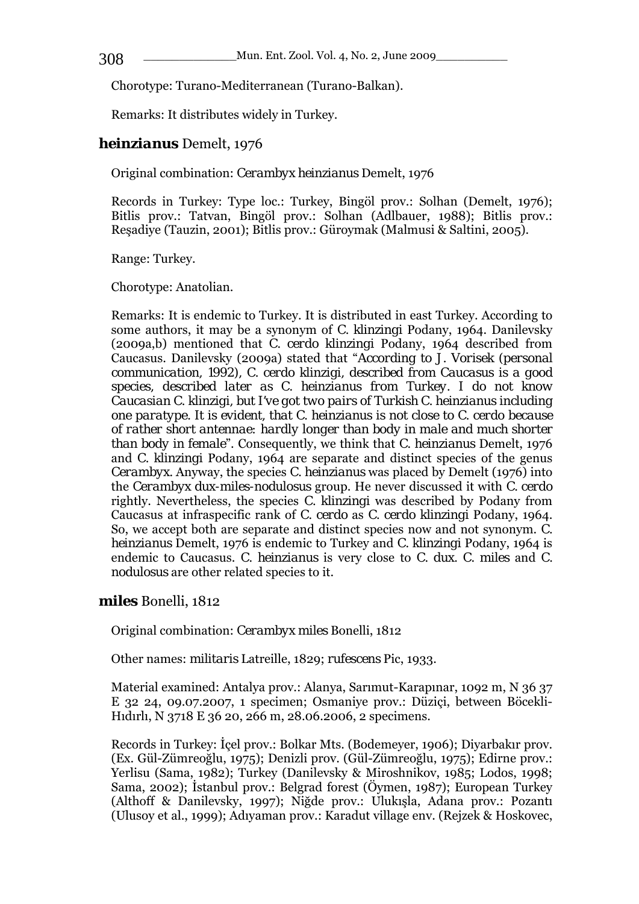Chorotype: Turano-Mediterranean (Turano-Balkan).

Remarks: It distributes widely in Turkey.

### ***heinzianus*** Demelt, 1976

Original combination: *Cerambyx heinzianus* Demelt, 1976

Records in Turkey: Type loc.: Turkey, Bingöl prov.: Solhan (Demelt, 1976); Bitlis prov.: Tatvan, Bingöl prov.: Solhan (Adlbauer, 1988); Bitlis prov.: Reşadiye (Tauzin, 2001); Bitlis prov.: Güroymak (Malmusi & Saltini, 2005).

Range: Turkey.

Chorotype: Anatolian.

Remarks: It is endemic to Turkey. It is distributed in east Turkey. According to some authors, it may be a synonym of *C. klinzingi* Podany, 1964. Danilevsky (2009a,b) mentioned that *C. cerdo klinzingi* Podany, 1964 described from Caucasus. Danilevsky (2009a) stated that "*According to J. Vorisek (personal communication, 1992), C. cerdo klinzigi, described from Caucasus is a good species, described later as C. heinzianus from Turkey. I do not know Caucasian C. klinzigi, but I've got two pairs of Turkish C. heinzianus including one paratype. It is evident, that C. heinzianus is not close to C. cerdo because of rather short antennae: hardly longer than body in male and much shorter than body in female*". Consequently, we think that *C. heinzianus* Demelt, 1976 and *C. klinzingi* Podany, 1964 are separate and distinct species of the genus *Cerambyx*. Anyway, the species *C. heinzianus* was placed by Demelt (1976) into the *Cerambyx dux-miles-nodulosus* group. He never discussed it with *C. cerdo* rightly. Nevertheless, the species *C. klinzingi* was described by Podany from Caucasus at infraspecific rank of *C. cerdo* as *C. cerdo klinzingi* Podany, 1964. So, we accept both are separate and distinct species now and not synonym. *C. heinzianus* Demelt, 1976 is endemic to Turkey and *C. klinzingi* Podany, 1964 is endemic to Caucasus. *C. heinzianus* is very close to *C. dux*. *C. miles* and *C. nodulosus* are other related species to it.

### ***miles*** Bonelli, 1812

Original combination: *Cerambyx miles* Bonelli, 1812

Other names: *militaris* Latreille, 1829; *rufescens* Pic, 1933.

Material examined: Antalya prov.: Alanya, Sarımut-Karapınar, 1092 m, N 36 37 E 32 24, 09.07.2007, 1 specimen; Osmaniye prov.: Düziçi, between Böcekli-Hıdırlı, N 3718 E 36 20, 266 m, 28.06.2006, 2 specimens.

Records in Turkey: İçel prov.: Bolkar Mts. (Bodemeyer, 1906); Diyarbakır prov. (Ex. Gül-Zümreoğlu, 1975); Denizli prov. (Gül-Zümreoğlu, 1975); Edirne prov.: Yerlisu (Sama, 1982); Turkey (Danilevsky & Miroshnikov, 1985; Lodos, 1998; Sama, 2002); İstanbul prov.: Belgrad forest (Öymen, 1987); European Turkey (Althoff & Danilevsky, 1997); Niğde prov.: Ulukışla, Adana prov.: Pozantı (Ulusoy et al., 1999); Adıyaman prov.: Karadut village env. (Rejzek & Hoskovec,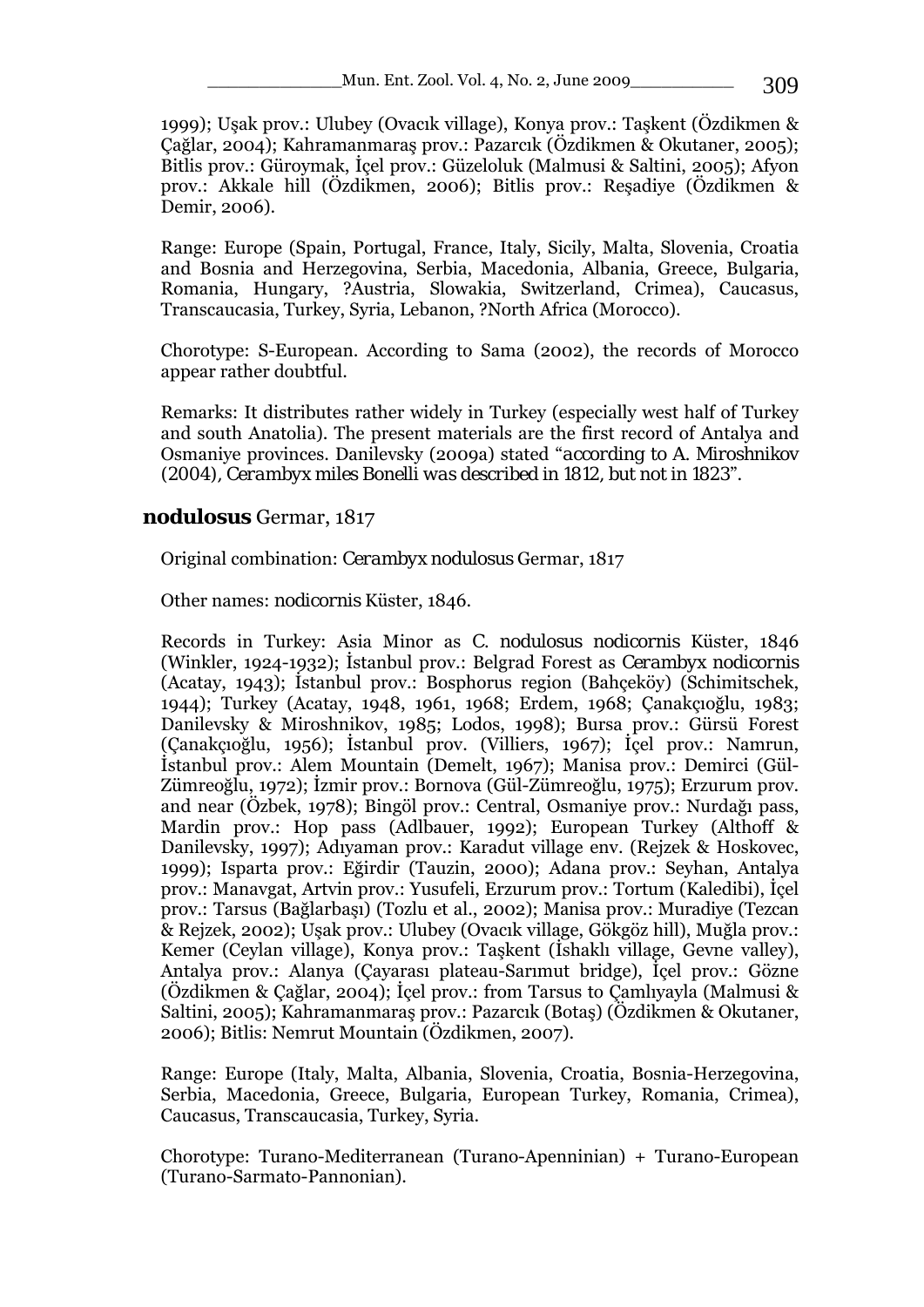1999); Uşak prov.: Ulubey (Ovacık village), Konya prov.: Taşkent (Özdikmen & Çağlar, 2004); Kahramanmaraş prov.: Pazarcık (Özdikmen & Okutaner, 2005); Bitlis prov.: Güroymak, İçel prov.: Güzeloluk (Malmusi & Saltini, 2005); Afyon prov.: Akkale hill (Özdikmen, 2006); Bitlis prov.: Reşadiye (Özdikmen & Demir, 2006).

Range: Europe (Spain, Portugal, France, Italy, Sicily, Malta, Slovenia, Croatia and Bosnia and Herzegovina, Serbia, Macedonia, Albania, Greece, Bulgaria, Romania, Hungary, ?Austria, Slowakia, Switzerland, Crimea), Caucasus, Transcaucasia, Turkey, Syria, Lebanon, ?North Africa (Morocco).

Chorotype: S-European. According to Sama (2002), the records of Morocco appear rather doubtful.

Remarks: It distributes rather widely in Turkey (especially west half of Turkey and south Anatolia). The present materials are the first record of Antalya and Osmaniye provinces. Danilevsky (2009a) stated "*according to A. Miroshnikov (2004), Cerambyx miles Bonelli was described in 1812, but not in 1823*".

## **nodulosus** Germar, 1817

Original combination: *Cerambyx nodulosus* Germar, 1817

Other names: *nodicornis* Küster, 1846.

Records in Turkey: Asia Minor as *C. nodulosus nodicornis* Küster, 1846 (Winkler, 1924-1932); İstanbul prov.: Belgrad Forest as *Cerambyx nodicornis* (Acatay, 1943); İstanbul prov.: Bosphorus region (Bahçeköy) (Schimitschek, 1944); Turkey (Acatay, 1948, 1961, 1968; Erdem, 1968; Çanakçıoğlu, 1983; Danilevsky & Miroshnikov, 1985; Lodos, 1998); Bursa prov.: Gürsü Forest (Çanakçıoğlu, 1956); İstanbul prov. (Villiers, 1967); İçel prov.: Namrun, İstanbul prov.: Alem Mountain (Demelt, 1967); Manisa prov.: Demirci (Gül-Zümreoğlu, 1972); İzmir prov.: Bornova (Gül-Zümreoğlu, 1975); Erzurum prov. and near (Özbek, 1978); Bingöl prov.: Central, Osmaniye prov.: Nurdağı pass, Mardin prov.: Hop pass (Adlbauer, 1992); European Turkey (Althoff & Danilevsky, 1997); Adıyaman prov.: Karadut village env. (Rejzek & Hoskovec, 1999); Isparta prov.: Eğirdir (Tauzin, 2000); Adana prov.: Seyhan, Antalya prov.: Manavgat, Artvin prov.: Yusufeli, Erzurum prov.: Tortum (Kaledibi), İçel prov.: Tarsus (Bağlarbaşı) (Tozlu et al., 2002); Manisa prov.: Muradiye (Tezcan & Rejzek, 2002); Uşak prov.: Ulubey (Ovacık village, Gökgöz hill), Muğla prov.: Kemer (Ceylan village), Konya prov.: Taşkent (İshaklı village, Gevne valley), Antalya prov.: Alanya (Çayarası plateau-Sarımut bridge), İçel prov.: Gözne (Özdikmen & Çağlar, 2004); İçel prov.: from Tarsus to Çamlıyayla (Malmusi & Saltini, 2005); Kahramanmaraş prov.: Pazarcık (Botaş) (Özdikmen & Okutaner, 2006); Bitlis: Nemrut Mountain (Özdikmen, 2007).

Range: Europe (Italy, Malta, Albania, Slovenia, Croatia, Bosnia-Herzegovina, Serbia, Macedonia, Greece, Bulgaria, European Turkey, Romania, Crimea), Caucasus, Transcaucasia, Turkey, Syria.

Chorotype: Turano-Mediterranean (Turano-Apenninian) + Turano-European (Turano-Sarmato-Pannonian).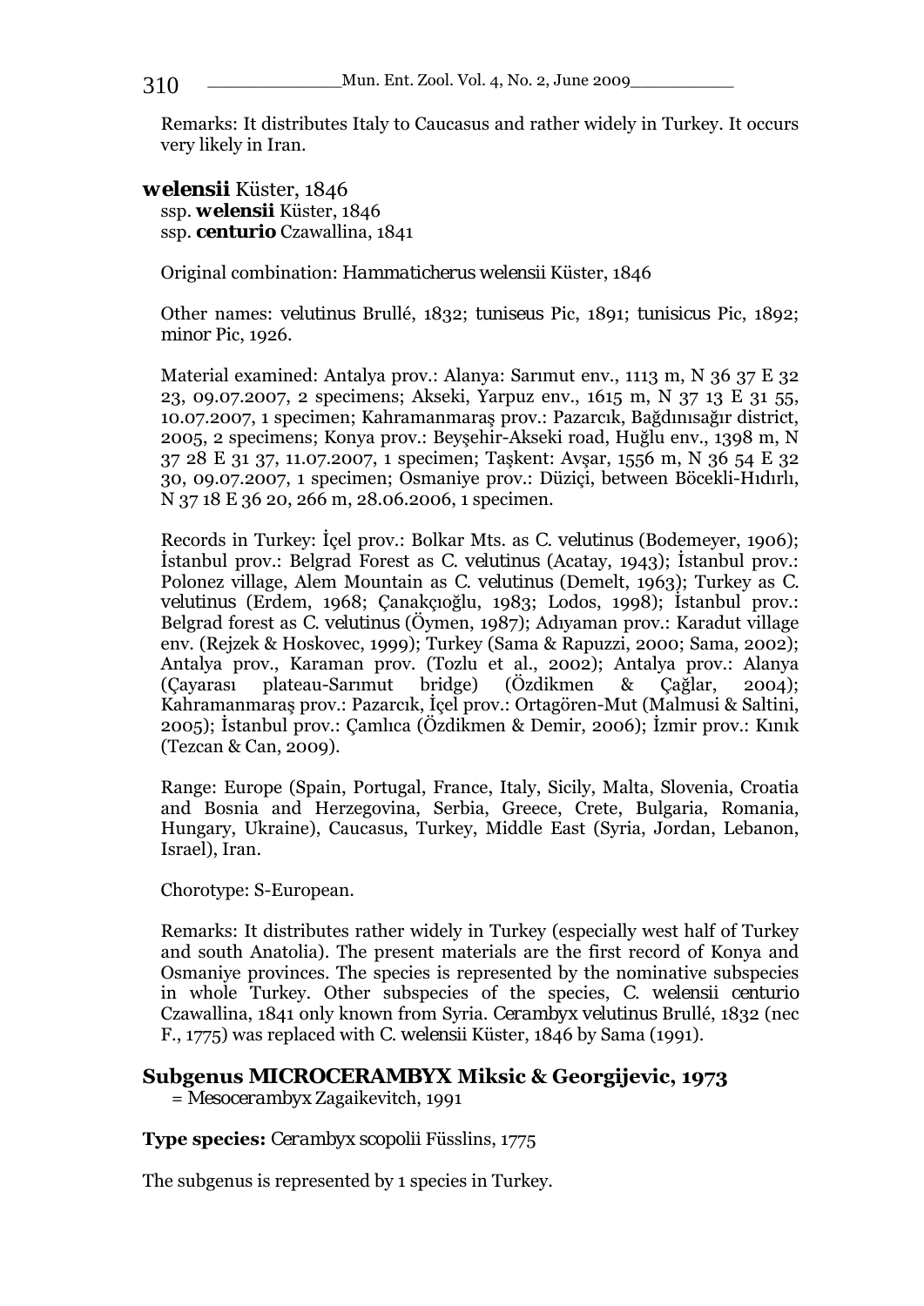Remarks: It distributes Italy to Caucasus and rather widely in Turkey. It occurs very likely in Iran.

**welensii** Küster, 1846
ssp. **welensii** Küster, 1846
ssp. **centurio** Czawallina, 1841

Original combination: *Hammaticherus welensii* Küster, 1846

Other names: *velutinus* Brullé, 1832; *tuniseus* Pic, 1891; *tunisicus* Pic, 1892; *minor* Pic, 1926.

Material examined: Antalya prov.: Alanya: Sarımut env., 1113 m, N 36 37 E 32 23, 09.07.2007, 2 specimens; Akseki, Yarpuz env., 1615 m, N 37 13 E 31 55, 10.07.2007, 1 specimen; Kahramanmaraş prov.: Pazarcık, Bağdınısağır district, 2005, 2 specimens; Konya prov.: Beyşehir-Akseki road, Huğlu env., 1398 m, N 37 28 E 31 37, 11.07.2007, 1 specimen; Taşkent: Avşar, 1556 m, N 36 54 E 32 30, 09.07.2007, 1 specimen; Osmaniye prov.: Düziçi, between Böcekli-Hıdırlı, N 37 18 E 36 20, 266 m, 28.06.2006, 1 specimen.

Records in Turkey: İçel prov.: Bolkar Mts. as *C. velutinus* (Bodemeyer, 1906); İstanbul prov.: Belgrad Forest as *C. velutinus* (Acatay, 1943); İstanbul prov.: Polonez village, Alem Mountain as *C. velutinus* (Demelt, 1963); Turkey as *C. velutinus* (Erdem, 1968; Çanakçıoğlu, 1983; Lodos, 1998); İstanbul prov.: Belgrad forest as *C. velutinus* (Öymen, 1987); Adıyaman prov.: Karadut village env. (Rejzek & Hoskovec, 1999); Turkey (Sama & Rapuzzi, 2000; Sama, 2002); Antalya prov., Karaman prov. (Tozlu et al., 2002); Antalya prov.: Alanya (Çayarası plateau-Sarımut bridge) (Özdikmen & Çağlar, 2004); Kahramanmaraş prov.: Pazarcık, İçel prov.: Ortagören-Mut (Malmusi & Saltini, 2005); İstanbul prov.: Çamlıca (Özdikmen & Demir, 2006); İzmir prov.: Kınık (Tezcan & Can, 2009).

Range: Europe (Spain, Portugal, France, Italy, Sicily, Malta, Slovenia, Croatia and Bosnia and Herzegovina, Serbia, Greece, Crete, Bulgaria, Romania, Hungary, Ukraine), Caucasus, Turkey, Middle East (Syria, Jordan, Lebanon, Israel), Iran.

Chorotype: S-European.

Remarks: It distributes rather widely in Turkey (especially west half of Turkey and south Anatolia). The present materials are the first record of Konya and Osmaniye provinces. The species is represented by the nominative subspecies in whole Turkey. Other subspecies of the species, *C. welensii centurio* Czawallina, 1841 only known from Syria. *Cerambyx velutinus* Brullé, 1832 (nec F., 1775) was replaced with *C. welensii* Küster, 1846 by Sama (1991).

## Subgenus MICROCERAMBYX Miksic & Georgijevic, 1973

= *Mesocerambyx* Zagaikevitch, 1991

**Type species:** *Cerambyx scopolii* Füsslins, 1775

The subgenus is represented by 1 species in Turkey.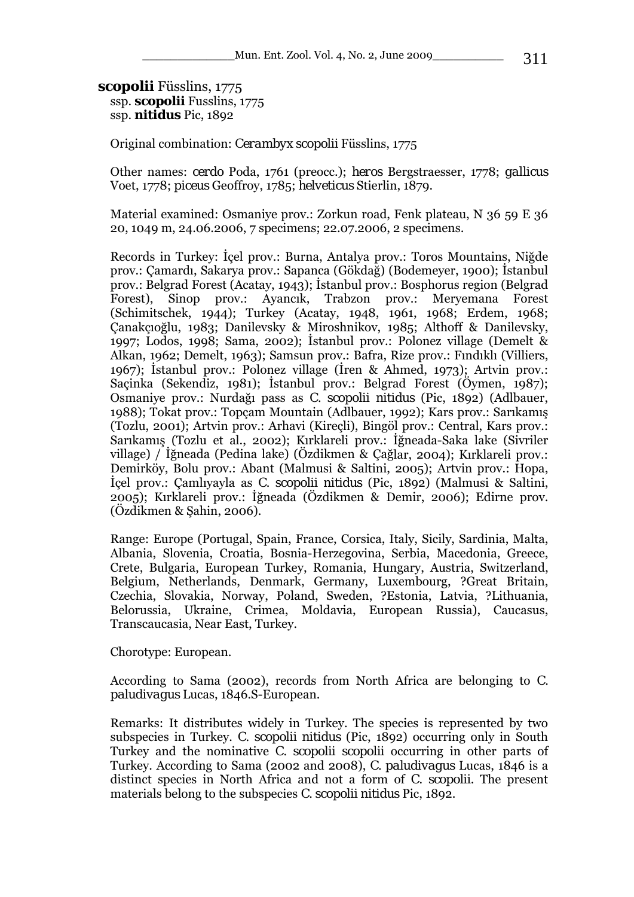**scopolii** Füsslins, 1775
ssp. **scopolii** Fusslins, 1775
ssp. **nitidus** Pic, 1892

Original combination: *Cerambyx scopolii* Füsslins, 1775

Other names: *cerdo* Poda, 1761 (preocc.); *heros* Bergstraesser, 1778; *gallicus* Voet, 1778; *piceus* Geoffroy, 1785; *helveticus* Stierlin, 1879.

Material examined: Osmaniye prov.: Zorkun road, Fenk plateau, N 36 59 E 36 20, 1049 m, 24.06.2006, 7 specimens; 22.07.2006, 2 specimens.

Records in Turkey: İçel prov.: Burna, Antalya prov.: Toros Mountains, Niğde prov.: Çamardı, Sakarya prov.: Sapanca (Gökdağ) (Bodemeyer, 1900); İstanbul prov.: Belgrad Forest (Acatay, 1943); İstanbul prov.: Bosphorus region (Belgrad Forest), Sinop prov.: Ayancık, Trabzon prov.: Meryemana Forest (Schimitschek, 1944); Turkey (Acatay, 1948, 1961, 1968; Erdem, 1968; Çanakçıoğlu, 1983; Danilevsky & Miroshnikov, 1985; Althoff & Danilevsky, 1997; Lodos, 1998; Sama, 2002); İstanbul prov.: Polonez village (Demelt & Alkan, 1962; Demelt, 1963); Samsun prov.: Bafra, Rize prov.: Fındıklı (Villiers, 1967); İstanbul prov.: Polonez village (İren & Ahmed, 1973); Artvin prov.: Saçinka (Sekendiz, 1981); İstanbul prov.: Belgrad Forest (Öymen, 1987); Osmaniye prov.: Nurdağı pass as *C. scopolii nitidus* (Pic, 1892) (Adlbauer, 1988); Tokat prov.: Topçam Mountain (Adlbauer, 1992); Kars prov.: Sarıkamış (Tozlu, 2001); Artvin prov.: Arhavi (Kireçli), Bingöl prov.: Central, Kars prov.: Sarıkamış (Tozlu et al., 2002); Kırklareli prov.: İğneada-Saka lake (Sivriler village) / İğneada (Pedina lake) (Özdikmen & Çağlar, 2004); Kırklareli prov.: Demirköy, Bolu prov.: Abant (Malmusi & Saltini, 2005); Artvin prov.: Hopa, İçel prov.: Çamlıyayla as *C. scopolii nitidus* (Pic, 1892) (Malmusi & Saltini, 2005); Kırklareli prov.: İğneada (Özdikmen & Demir, 2006); Edirne prov. (Özdikmen & Şahin, 2006).

Range: Europe (Portugal, Spain, France, Corsica, Italy, Sicily, Sardinia, Malta, Albania, Slovenia, Croatia, Bosnia-Herzegovina, Serbia, Macedonia, Greece, Crete, Bulgaria, European Turkey, Romania, Hungary, Austria, Switzerland, Belgium, Netherlands, Denmark, Germany, Luxembourg, ?Great Britain, Czechia, Slovakia, Norway, Poland, Sweden, ?Estonia, Latvia, ?Lithuania, Belorussia, Ukraine, Crimea, Moldavia, European Russia), Caucasus, Transcaucasia, Near East, Turkey.

Chorotype: European.

According to Sama (2002), records from North Africa are belonging to *C. paludivagus* Lucas, 1846.S-European.

Remarks: It distributes widely in Turkey. The species is represented by two subspecies in Turkey. *C. scopolii nitidus* (Pic, 1892) occurring only in South Turkey and the nominative *C. scopolii scopolii* occurring in other parts of Turkey. According to Sama (2002 and 2008), *C. paludivagus* Lucas, 1846 is a distinct species in North Africa and not a form of *C. scopolii*. The present materials belong to the subspecies *C. scopolii nitidus* Pic, 1892.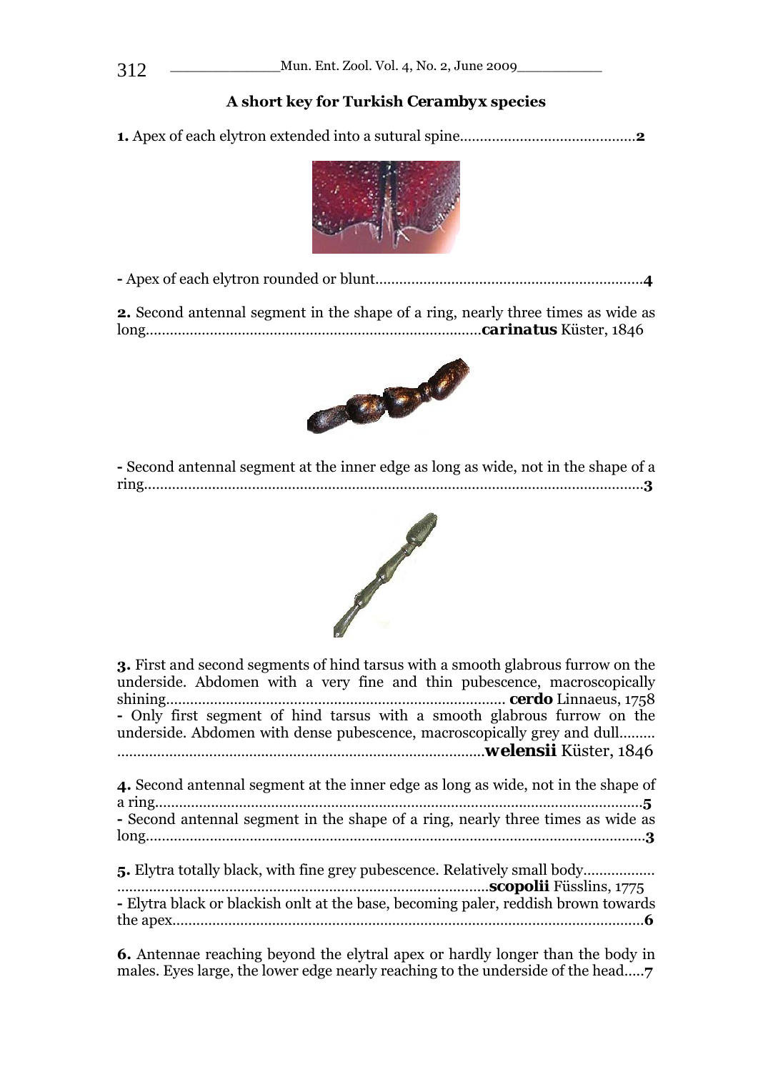### A short key for Turkish *Cerambyx* species

**1.** Apex of each elytron extended into a sutural spine..........................................**2**

**-** Apex of each elytron rounded or blunt..................................................................**4**

**2.** Second antennal segment in the shape of a ring, nearly three times as wide as long..................................................................................**carinatus** Küster, 1846

**-** Second antennal segment at the inner edge as long as wide, not in the shape of a ring..........................................................................................................................**3**

**3.** First and second segments of hind tarsus with a smooth glabrous furrow on the underside. Abdomen with a very fine and thin pubescence, macroscopically shining.................................................................................... **cerdo** Linnaeus, 1758
**-** Only first segment of hind tarsus with a smooth glabrous furrow on the underside. Abdomen with dense pubescence, macroscopically grey and dull......... ..........................................................................................**welensii** Küster, 1846

**4.** Second antennal segment at the inner edge as long as wide, not in the shape of a ring..........................................................................................................................**5**
**-** Second antennal segment in the shape of a ring, nearly three times as wide as long..........................................................................................................................**3**

**5.** Elytra totally black, with fine grey pubescence. Relatively small body................. ............................................................................................**scopolii** Füsslins, 1775
**-** Elytra black or blackish onlt at the base, becoming paler, reddish brown towards the apex......................................................................................................................**6**

**6.** Antennae reaching beyond the elytral apex or hardly longer than the body in males. Eyes large, the lower edge nearly reaching to the underside of the head.....**7**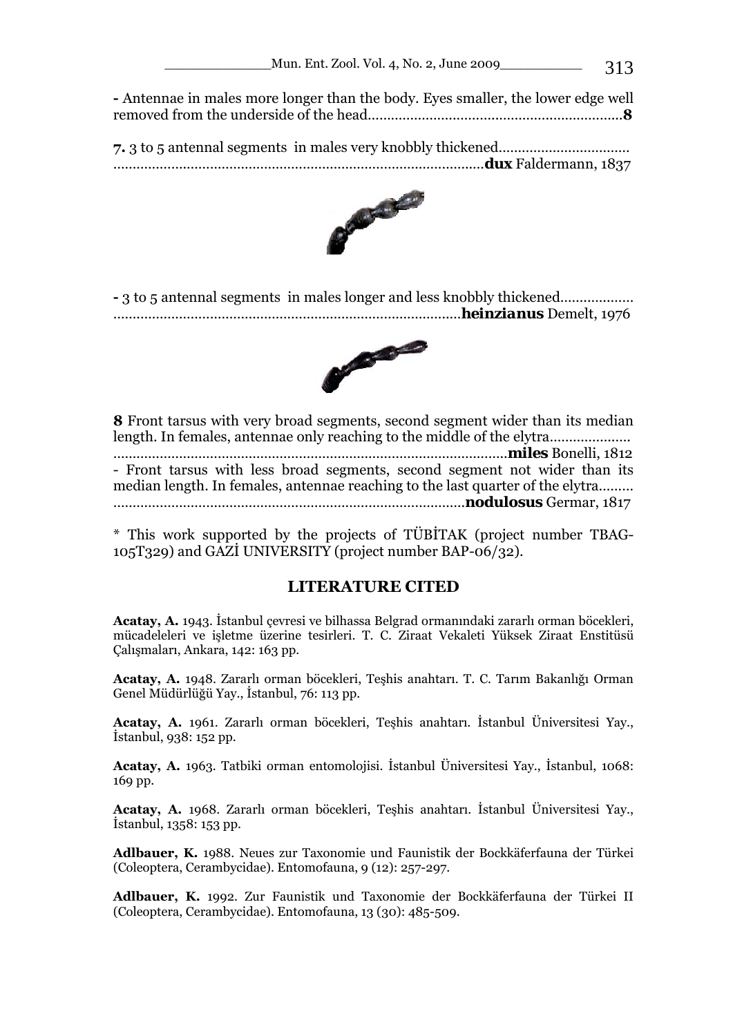- Antennae in males more longer than the body. Eyes smaller, the lower edge well removed from the underside of the head.................................................................**8**

**7.** 3 to 5 antennal segments in males very knobbly thickened.................................
................................................................................................***dux*** Faldermann, 1837

- 3 to 5 antennal segments in males longer and less knobbly thickened..................
.........................................................................................***heinzianus*** Demelt, 1976

**8** Front tarsus with very broad segments, second segment wider than its median length. In females, antennae only reaching to the middle of the elytra....................
.....................................................................................................***miles*** Bonelli, 1812
- Front tarsus with less broad segments, second segment not wider than its median length. In females, antennae reaching to the last quarter of the elytra.........
..........................................................................................***nodulosus*** Germar, 1817

* This work supported by the projects of TÜBİTAK (project number TBAG-105T329) and GAZİ UNIVERSITY (project number BAP-06/32).

## LITERATURE CITED

**Acatay, A.** 1943. İstanbul çevresi ve bilhassa Belgrad ormanındaki zararlı orman böcekleri, mücadeleleri ve işletme üzerine tesirleri. T. C. Ziraat Vekaleti Yüksek Ziraat Enstitüsü Çalışmaları, Ankara, 142: 163 pp.

**Acatay, A.** 1948. Zararlı orman böcekleri, Teşhis anahtarı. T. C. Tarım Bakanlığı Orman Genel Müdürlüğü Yay., İstanbul, 76: 113 pp.

**Acatay, A.** 1961. Zararlı orman böcekleri, Teşhis anahtarı. İstanbul Üniversitesi Yay., İstanbul, 938: 152 pp.

**Acatay, A.** 1963. Tatbiki orman entomolojisi. İstanbul Üniversitesi Yay., İstanbul, 1068: 169 pp.

**Acatay, A.** 1968. Zararlı orman böcekleri, Teşhis anahtarı. İstanbul Üniversitesi Yay., İstanbul, 1358: 153 pp.

**Adlbauer, K.** 1988. Neues zur Taxonomie und Faunistik der Bockkäferfauna der Türkei (Coleoptera, Cerambycidae). Entomofauna, 9 (12): 257-297.

**Adlbauer, K.** 1992. Zur Faunistik und Taxonomie der Bockkäferfauna der Türkei II (Coleoptera, Cerambycidae). Entomofauna, 13 (30): 485-509.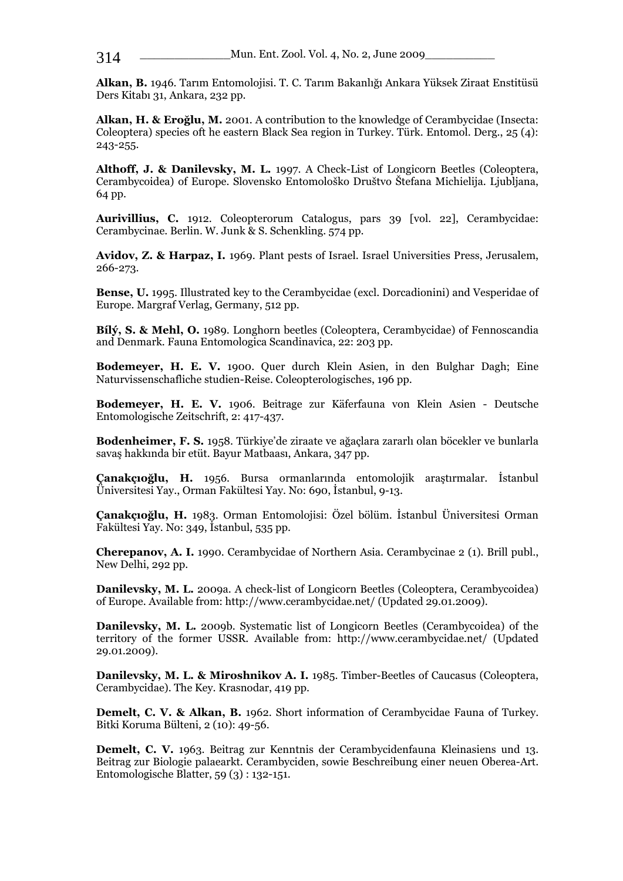**Alkan, B.** 1946. Tarım Entomolojisi. T. C. Tarım Bakanlığı Ankara Yüksek Ziraat Enstitüsü Ders Kitabı 31, Ankara, 232 pp.

**Alkan, H. & Eroğlu, M.** 2001. A contribution to the knowledge of Cerambycidae (Insecta: Coleoptera) species oft he eastern Black Sea region in Turkey. Türk. Entomol. Derg., 25 (4): 243-255.

**Althoff, J. & Danilevsky, M. L.** 1997. A Check-List of Longicorn Beetles (Coleoptera, Cerambycoidea) of Europe. Slovensko Entomološko Društvo Štefana Michielija. Ljubljana, 64 pp.

**Aurivillius, C.** 1912. Coleopterorum Catalogus, pars 39 [vol. 22], Cerambycidae: Cerambycinae. Berlin. W. Junk & S. Schenkling. 574 pp.

**Avidov, Z. & Harpaz, I.** 1969. Plant pests of Israel. Israel Universities Press, Jerusalem, 266-273.

**Bense, U.** 1995. Illustrated key to the Cerambycidae (excl. Dorcadionini) and Vesperidae of Europe. Margraf Verlag, Germany, 512 pp.

**Bílý, S. & Mehl, O.** 1989. Longhorn beetles (Coleoptera, Cerambycidae) of Fennoscandia and Denmark. Fauna Entomologica Scandinavica, 22: 203 pp.

**Bodemeyer, H. E. V.** 1900. Quer durch Klein Asien, in den Bulghar Dagh; Eine Naturvissenschafliche studien-Reise. Coleopterologisches, 196 pp.

**Bodemeyer, H. E. V.** 1906. Beitrage zur Käferfauna von Klein Asien - Deutsche Entomologische Zeitschrift, 2: 417-437.

**Bodenheimer, F. S.** 1958. Türkiye'de ziraate ve ağaçlara zararlı olan böcekler ve bunlarla savaş hakkında bir etüt. Bayur Matbaası, Ankara, 347 pp.

**Çanakçıoğlu, H.** 1956. Bursa ormanlarında entomolojik araştırmalar. İstanbul Üniversitesi Yay., Orman Fakültesi Yay. No: 690, İstanbul, 9-13.

**Çanakçıoğlu, H.** 1983. Orman Entomolojisi: Özel bölüm. İstanbul Üniversitesi Orman Fakültesi Yay. No: 349, İstanbul, 535 pp.

**Cherepanov, A. I.** 1990. Cerambycidae of Northern Asia. Cerambycinae 2 (1). Brill publ., New Delhi, 292 pp.

**Danilevsky, M. L.** 2009a. A check-list of Longicorn Beetles (Coleoptera, Cerambycoidea) of Europe. Available from: http://www.cerambycidae.net/ (Updated 29.01.2009).

**Danilevsky, M. L.** 2009b. Systematic list of Longicorn Beetles (Cerambycoidea) of the territory of the former USSR. Available from: http://www.cerambycidae.net/ (Updated 29.01.2009).

**Danilevsky, M. L. & Miroshnikov A. I.** 1985. Timber-Beetles of Caucasus (Coleoptera, Cerambycidae). The Key. Krasnodar, 419 pp.

**Demelt, C. V. & Alkan, B.** 1962. Short information of Cerambycidae Fauna of Turkey. Bitki Koruma Bülteni, 2 (10): 49-56.

**Demelt, C. V.** 1963. Beitrag zur Kenntnis der Cerambycidenfauna Kleinasiens und 13. Beitrag zur Biologie palaearkt. Cerambyciden, sowie Beschreibung einer neuen Oberea-Art. Entomologische Blatter, 59 (3) : 132-151.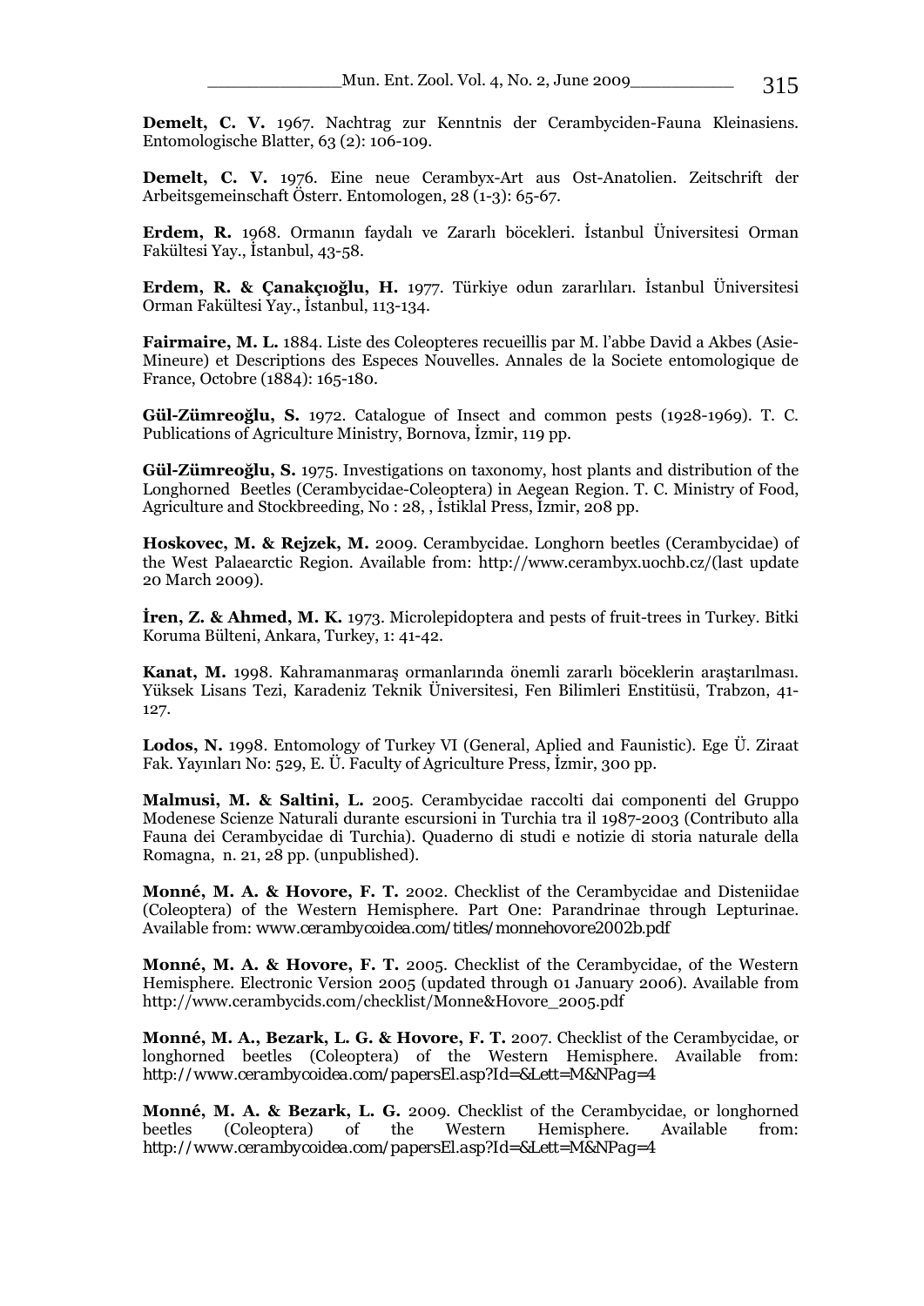**Demelt, C. V.** 1967. Nachtrag zur Kenntnis der Cerambyciden-Fauna Kleinasiens. Entomologische Blatter, 63 (2): 106-109.

**Demelt, C. V.** 1976. Eine neue Cerambyx-Art aus Ost-Anatolien. Zeitschrift der Arbeitsgemeinschaft Österr. Entomologen, 28 (1-3): 65-67.

**Erdem, R.** 1968. Ormanın faydalı ve Zararlı böcekleri. İstanbul Üniversitesi Orman Fakültesi Yay., İstanbul, 43-58.

**Erdem, R. & Çanakçıoğlu, H.** 1977. Türkiye odun zararlıları. İstanbul Üniversitesi Orman Fakültesi Yay., İstanbul, 113-134.

**Fairmaire, M. L.** 1884. Liste des Coleopteres recueillis par M. l'abbe David a Akbes (Asie-Mineure) et Descriptions des Especes Nouvelles. Annales de la Societe entomologique de France, Octobre (1884): 165-180.

**Gül-Zümreoğlu, S.** 1972. Catalogue of Insect and common pests (1928-1969). T. C. Publications of Agriculture Ministry, Bornova, İzmir, 119 pp.

**Gül-Zümreoğlu, S.** 1975. Investigations on taxonomy, host plants and distribution of the Longhorned Beetles (Cerambycidae-Coleoptera) in Aegean Region. T. C. Ministry of Food, Agriculture and Stockbreeding, No : 28, , İstiklal Press, İzmir, 208 pp.

**Hoskovec, M. & Rejzek, M.** 2009. Cerambycidae. Longhorn beetles (Cerambycidae) of the West Palaearctic Region. Available from: http://www.cerambyx.uochb.cz/(last update 20 March 2009).

**İren, Z. & Ahmed, M. K.** 1973. Microlepidoptera and pests of fruit-trees in Turkey. Bitki Koruma Bülteni, Ankara, Turkey, 1: 41-42.

**Kanat, M.** 1998. Kahramanmaraş ormanlarında önemli zararlı böceklerin araştarılması. Yüksek Lisans Tezi, Karadeniz Teknik Üniversitesi, Fen Bilimleri Enstitüsü, Trabzon, 41-127.

**Lodos, N.** 1998. Entomology of Turkey VI (General, Aplied and Faunistic). Ege Ü. Ziraat Fak. Yayınları No: 529, E. Ü. Faculty of Agriculture Press, İzmir, 300 pp.

**Malmusi, M. & Saltini, L.** 2005. Cerambycidae raccolti dai componenti del Gruppo Modenese Scienze Naturali durante escursioni in Turchia tra il 1987-2003 (Contributo alla Fauna dei Cerambycidae di Turchia). Quaderno di studi e notizie di storia naturale della Romagna, n. 21, 28 pp. (unpublished).

**Monné, M. A. & Hovore, F. T.** 2002. Checklist of the Cerambycidae and Disteniidae (Coleoptera) of the Western Hemisphere. Part One: Parandrinae through Lepturinae. Available from: www.cerambycoidea.com/titles/monnehovore2002b.pdf

**Monné, M. A. & Hovore, F. T.** 2005. Checklist of the Cerambycidae, of the Western Hemisphere. Electronic Version 2005 (updated through 01 January 2006). Available from http://www.cerambycids.com/checklist/Monne&Hovore_2005.pdf

**Monné, M. A., Bezark, L. G. & Hovore, F. T.** 2007. Checklist of the Cerambycidae, or longhorned beetles (Coleoptera) of the Western Hemisphere. Available from: http://www.cerambycoidea.com/papersEl.asp?Id=&Lett=M&NPag=4

**Monné, M. A. & Bezark, L. G.** 2009. Checklist of the Cerambycidae, or longhorned beetles (Coleoptera) of the Western Hemisphere. Available from: http://www.cerambycoidea.com/papersEl.asp?Id=&Lett=M&NPag=4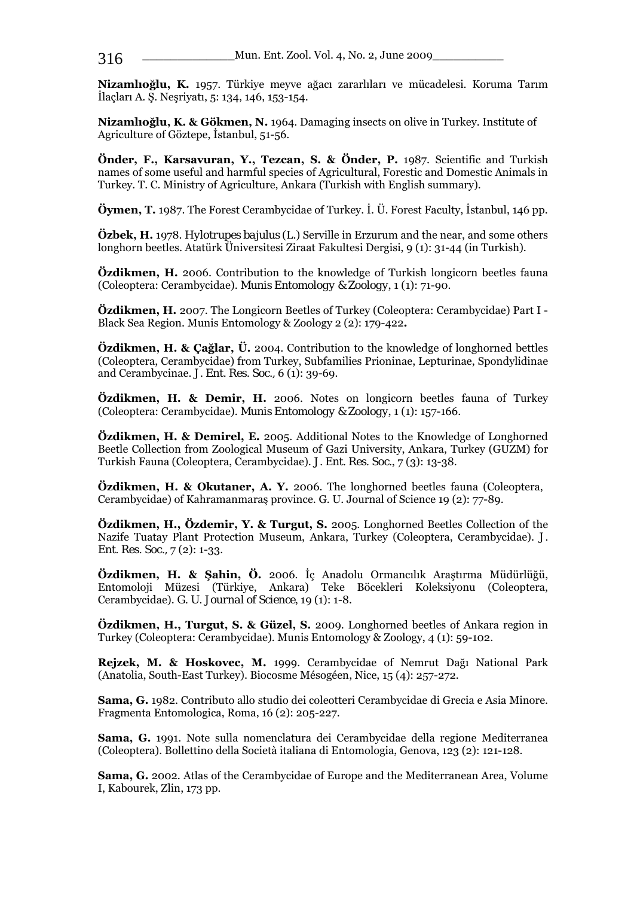**Nizamlıoğlu, K.** 1957. Türkiye meyve ağacı zararlıları ve mücadelesi. Koruma Tarım İlaçları A. Ş. Neşriyatı, 5: 134, 146, 153-154.

**Nizamlıoğlu, K. & Gökmen, N.** 1964. Damaging insects on olive in Turkey. Institute of Agriculture of Göztepe, İstanbul, 51-56.

**Önder, F., Karsavuran, Y., Tezcan, S. & Önder, P.** 1987. Scientific and Turkish names of some useful and harmful species of Agricultural, Forestic and Domestic Animals in Turkey. T. C. Ministry of Agriculture, Ankara (Turkish with English summary).

**Öymen, T.** 1987. The Forest Cerambycidae of Turkey. İ. Ü. Forest Faculty, İstanbul, 146 pp.

**Özbek, H.** 1978. *Hylotrupes bajulus* (L.) Serville in Erzurum and the near, and some others longhorn beetles. Atatürk Üniversitesi Ziraat Fakultesi Dergisi, 9 (1): 31-44 (in Turkish).

**Özdikmen, H.** 2006. Contribution to the knowledge of Turkish longicorn beetles fauna (Coleoptera: Cerambycidae). Munis Entomology & Zoology, 1 (1): 71-90.

**Özdikmen, H.** 2007. The Longicorn Beetles of Turkey (Coleoptera: Cerambycidae) Part I - Black Sea Region. Munis Entomology & Zoology 2 (2): 179-422**.**

**Özdikmen, H. & Çağlar, Ü.** 2004. Contribution to the knowledge of longhorned bettles (Coleoptera, Cerambycidae) from Turkey, Subfamilies Prioninae, Lepturinae, Spondylidinae and Cerambycinae. J. Ent. Res. Soc., 6 (1): 39-69.

**Özdikmen, H. & Demir, H.** 2006. Notes on longicorn beetles fauna of Turkey (Coleoptera: Cerambycidae). Munis Entomology & Zoology, 1 (1): 157-166.

**Özdikmen, H. & Demirel, E.** 2005. Additional Notes to the Knowledge of Longhorned Beetle Collection from Zoological Museum of Gazi University, Ankara, Turkey (GUZM) for Turkish Fauna (Coleoptera, Cerambycidae). J. Ent. Res. Soc., 7 (3): 13-38.

**Özdikmen, H. & Okutaner, A. Y.** 2006. The longhorned beetles fauna (Coleoptera, Cerambycidae) of Kahramanmaraş province. G. U. Journal of Science 19 (2): 77-89.

**Özdikmen, H., Özdemir, Y. & Turgut, S.** 2005. Longhorned Beetles Collection of the Nazife Tuatay Plant Protection Museum, Ankara, Turkey (Coleoptera, Cerambycidae). J. Ent. Res. Soc., 7 (2): 1-33.

**Özdikmen, H. & Şahin, Ö.** 2006. İç Anadolu Ormancılık Araştırma Müdürlüğü, Entomoloji Müzesi (Türkiye, Ankara) Teke Böcekleri Koleksiyonu (Coleoptera, Cerambycidae). G. U. Journal of Science, 19 (1): 1-8.

**Özdikmen, H., Turgut, S. & Güzel, S.** 2009. Longhorned beetles of Ankara region in Turkey (Coleoptera: Cerambycidae). Munis Entomology & Zoology, 4 (1): 59-102.

**Rejzek, M. & Hoskovec, M.** 1999. Cerambycidae of Nemrut Dağı National Park (Anatolia, South-East Turkey). Biocosme Mésogéen, Nice, 15 (4): 257-272.

**Sama, G.** 1982. Contributo allo studio dei coleotteri Cerambycidae di Grecia e Asia Minore. Fragmenta Entomologica, Roma, 16 (2): 205-227.

**Sama, G.** 1991. Note sulla nomenclatura dei Cerambycidae della regione Mediterranea (Coleoptera). Bollettino della Società italiana di Entomologia, Genova, 123 (2): 121-128.

**Sama, G.** 2002. Atlas of the Cerambycidae of Europe and the Mediterranean Area, Volume I, Kabourek, Zlin, 173 pp.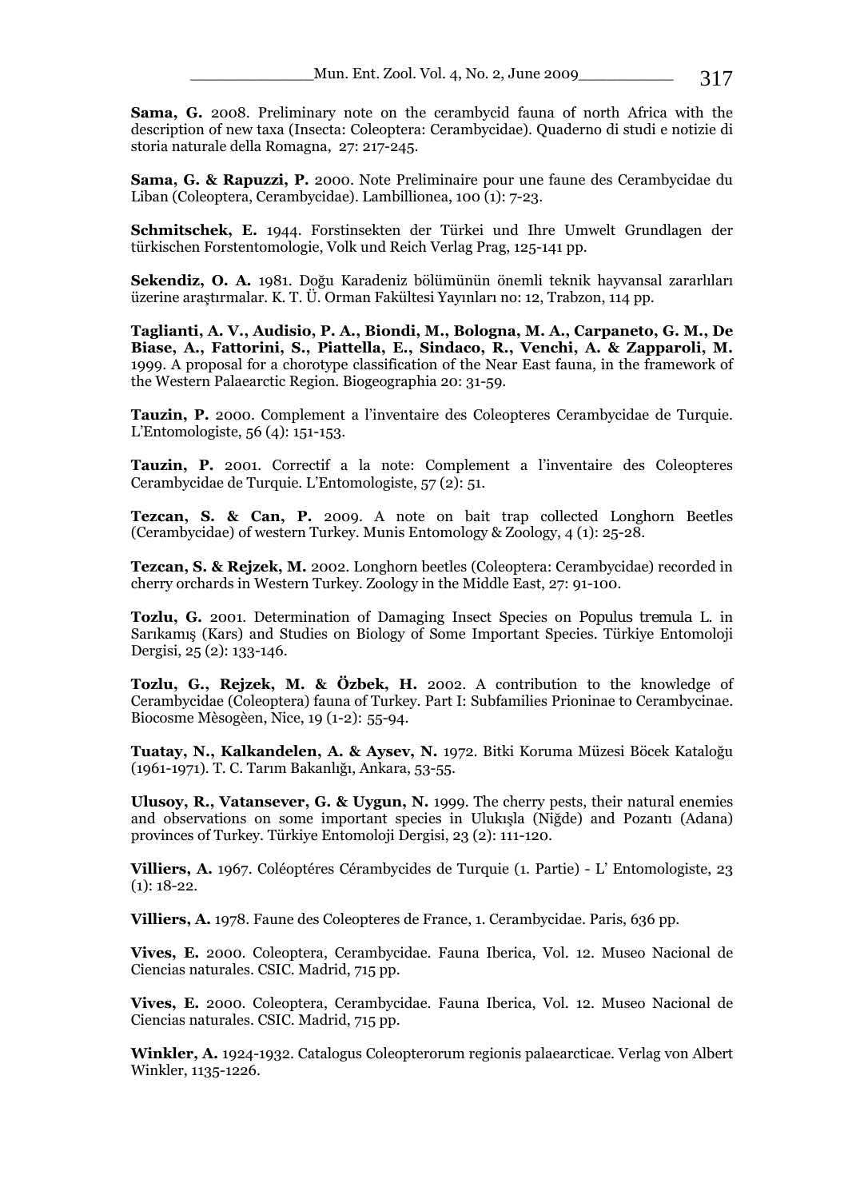**Sama, G.** 2008. Preliminary note on the cerambycid fauna of north Africa with the description of new taxa (Insecta: Coleoptera: Cerambycidae). Quaderno di studi e notizie di storia naturale della Romagna, 27: 217-245.

**Sama, G. & Rapuzzi, P.** 2000. Note Preliminaire pour une faune des Cerambycidae du Liban (Coleoptera, Cerambycidae). Lambillionea, 100 (1): 7-23.

**Schmitschek, E.** 1944. Forstinsekten der Türkei und Ihre Umwelt Grundlagen der türkischen Forstentomologie, Volk und Reich Verlag Prag, 125-141 pp.

**Sekendiz, O. A.** 1981. Doğu Karadeniz bölümünün önemli teknik hayvansal zararlıları üzerine araştırmalar. K. T. Ü. Orman Fakültesi Yayınları no: 12, Trabzon, 114 pp.

**Taglianti, A. V., Audisio, P. A., Biondi, M., Bologna, M. A., Carpaneto, G. M., De Biase, A., Fattorini, S., Piattella, E., Sindaco, R., Venchi, A. & Zapparoli, M.** 1999. A proposal for a chorotype classification of the Near East fauna, in the framework of the Western Palaearctic Region. Biogeographia 20: 31-59.

**Tauzin, P.** 2000. Complement a l'inventaire des Coleopteres Cerambycidae de Turquie. L'Entomologiste, 56 (4): 151-153.

**Tauzin, P.** 2001. Correctif a la note: Complement a l'inventaire des Coleopteres Cerambycidae de Turquie. L'Entomologiste, 57 (2): 51.

**Tezcan, S. & Can, P.** 2009. A note on bait trap collected Longhorn Beetles (Cerambycidae) of western Turkey. Munis Entomology & Zoology, 4 (1): 25-28.

**Tezcan, S. & Rejzek, M.** 2002. Longhorn beetles (Coleoptera: Cerambycidae) recorded in cherry orchards in Western Turkey. Zoology in the Middle East, 27: 91-100.

**Tozlu, G.** 2001. Determination of Damaging Insect Species on *Populus tremula* L. in Sarıkamış (Kars) and Studies on Biology of Some Important Species. Türkiye Entomoloji Dergisi, 25 (2): 133-146.

**Tozlu, G., Rejzek, M. & Özbek, H.** 2002. A contribution to the knowledge of Cerambycidae (Coleoptera) fauna of Turkey. Part I: Subfamilies Prioninae to Cerambycinae. Biocosme Mèsogèen, Nice, 19 (1-2): 55-94.

**Tuatay, N., Kalkandelen, A. & Aysev, N.** 1972. Bitki Koruma Müzesi Böcek Kataloğu (1961-1971). T. C. Tarım Bakanlığı, Ankara, 53-55.

**Ulusoy, R., Vatansever, G. & Uygun, N.** 1999. The cherry pests, their natural enemies and observations on some important species in Ulukışla (Niğde) and Pozantı (Adana) provinces of Turkey. Türkiye Entomoloji Dergisi, 23 (2): 111-120.

**Villiers, A.** 1967. Coléoptéres Cérambycides de Turquie (1. Partie) - L' Entomologiste, 23 (1): 18-22.

**Villiers, A.** 1978. Faune des Coleopteres de France, 1. Cerambycidae. Paris, 636 pp.

**Vives, E.** 2000. Coleoptera, Cerambycidae. Fauna Iberica, Vol. 12. Museo Nacional de Ciencias naturales. CSIC. Madrid, 715 pp.

**Vives, E.** 2000. Coleoptera, Cerambycidae. Fauna Iberica, Vol. 12. Museo Nacional de Ciencias naturales. CSIC. Madrid, 715 pp.

**Winkler, A.** 1924-1932. Catalogus Coleopterorum regionis palaearcticae. Verlag von Albert Winkler, 1135-1226.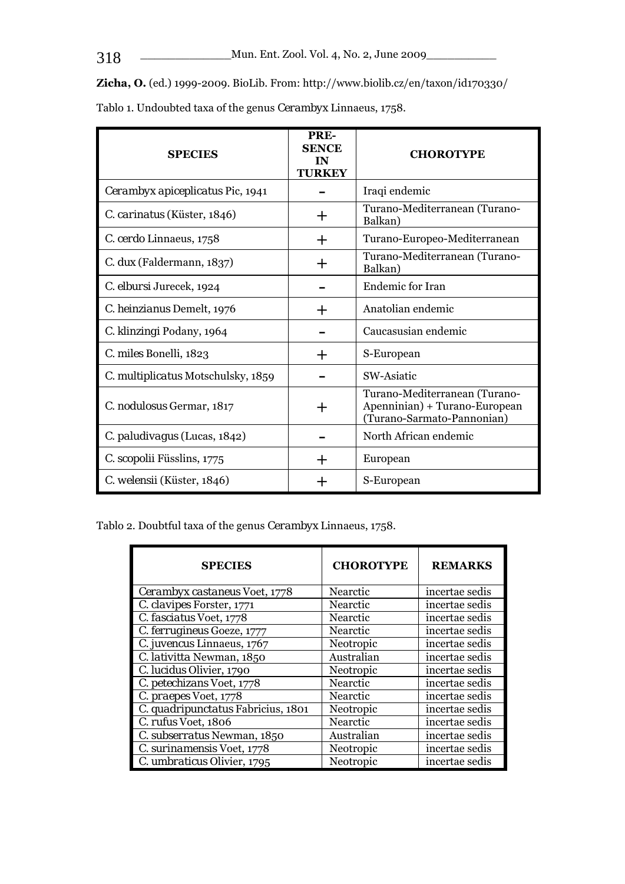**Zicha, O.** (ed.) 1999-2009. BioLib. From: http://www.biolib.cz/en/taxon/id170330/

Tablo 1. Undoubted taxa of the genus *Cerambyx* Linnaeus, 1758.

| SPECIES | PRESENCE IN TURKEY | CHOROTYPE |
|---|---|---|
| *Cerambyx apiceplicatus* Pic, 1941 | – | Iraqi endemic |
| *C. carinatus* (Küster, 1846) | + | Turano-Mediterranean (Turano-Balkan) |
| *C. cerdo* Linnaeus, 1758 | + | Turano-Europeo-Mediterranean |
| *C. dux* (Faldermann, 1837) | + | Turano-Mediterranean (Turano-Balkan) |
| *C. elbursi* Jurecek, 1924 | – | Endemic for Iran |
| *C. heinzianus* Demelt, 1976 | + | Anatolian endemic |
| *C. klinzingi* Podany, 1964 | – | Caucasusian endemic |
| *C. miles* Bonelli, 1823 | + | S-European |
| *C. multiplicatus* Motschulsky, 1859 | – | SW-Asiatic |
| *C. nodulosus* Germar, 1817 | + | Turano-Mediterranean (Turano-Apenninian) + Turano-European (Turano-Sarmato-Pannonian) |
| *C. paludivagus* (Lucas, 1842) | – | North African endemic |
| *C. scopolii* Füsslins, 1775 | + | European |
| *C. welensii* (Küster, 1846) | + | S-European |

Tablo 2. Doubtful taxa of the genus *Cerambyx* Linnaeus, 1758.

| SPECIES | CHOROTYPE | REMARKS |
|---|---|---|
| *Cerambyx castaneus* Voet, 1778 | Nearctic | incertae sedis |
| *C. clavipes* Forster, 1771 | Nearctic | incertae sedis |
| *C. fasciatus* Voet, 1778 | Nearctic | incertae sedis |
| *C. ferrugineus* Goeze, 1777 | Nearctic | incertae sedis |
| *C. juvencus* Linnaeus, 1767 | Neotropic | incertae sedis |
| *C. lativitta* Newman, 1850 | Australian | incertae sedis |
| *C. lucidus* Olivier, 1790 | Neotropic | incertae sedis |
| *C. petechizans* Voet, 1778 | Nearctic | incertae sedis |
| *C. praepes* Voet, 1778 | Nearctic | incertae sedis |
| *C. quadripunctatus* Fabricius, 1801 | Neotropic | incertae sedis |
| *C. rufus* Voet, 1806 | Nearctic | incertae sedis |
| *C. subserratus* Newman, 1850 | Australian | incertae sedis |
| *C. surinamensis* Voet, 1778 | Neotropic | incertae sedis |
| *C. umbraticus* Olivier, 1795 | Neotropic | incertae sedis |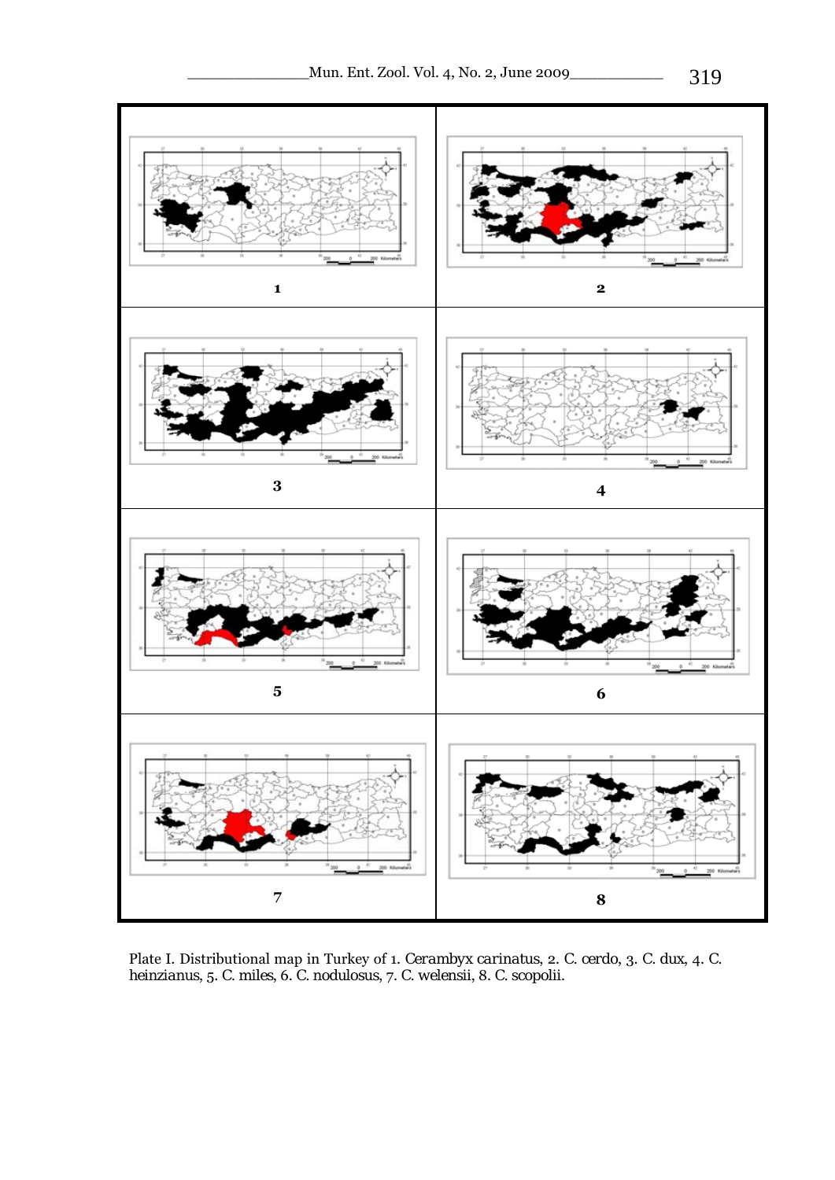1

2

3

4

5

6

7

8

Plate I. Distributional map in Turkey of 1. *Cerambyx carinatus*, 2. *C. cerdo*, 3. *C. dux*, 4. *C. heinzianus*, 5. *C. miles*, 6. *C. nodulosus*, 7. *C. welensii*, 8. *C. scopolii*.